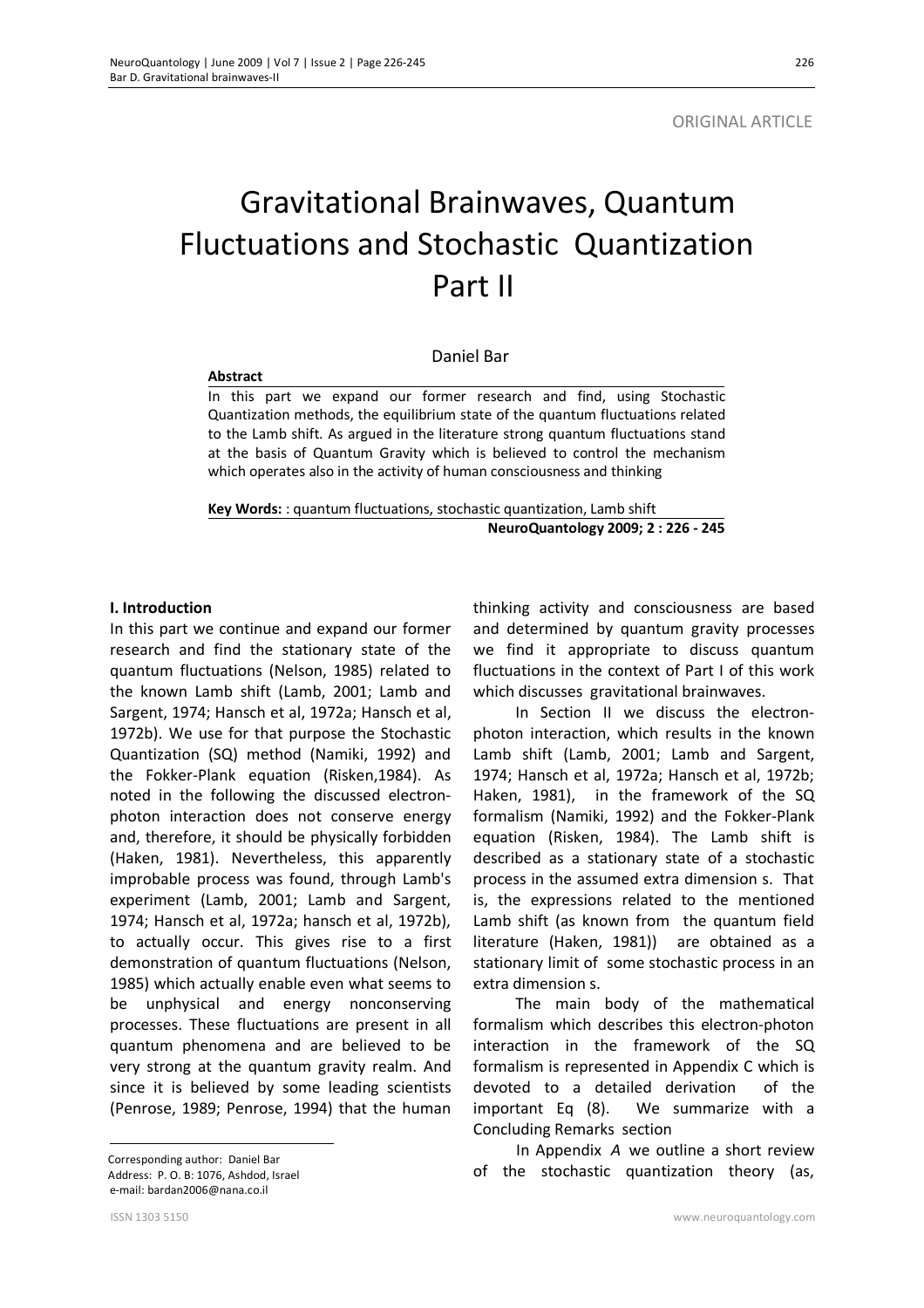ORIGINAL ARTICLE

# Gravitational Brainwaves, Quantum Fluctuations and Stochastic Quantization Part II

Daniel Bar

**Abstract**

In this part we expand our former research and find, using Stochastic Quantization methods, the equilibrium state of the quantum fluctuations related to the Lamb shift. As argued in the literature strong quantum fluctuations stand at the basis of Quantum Gravity which is believed to control the mechanism which operates also in the activity of human consciousness and thinking

**Key Words:** : quantum fluctuations, stochastic quantization, Lamb shift

**NeuroQuantology 2009; 2 : 226 - 245**

## I. Introduction

In this part we continue and expand our former research and find the stationary state of the quantum fluctuations (Nelson, 1985) related to the known Lamb shift (Lamb, 2001; Lamb and Sargent, 1974; Hansch et al, 1972a; Hansch et al, 1972b). We use for that purpose the Stochastic Quantization (SQ) method (Namiki, 1992) and the Fokker-Plank equation (Risken,1984). As noted in the following the discussed electron-photon interaction does not conserve energy and, therefore, it should be physically forbidden (Haken, 1981). Nevertheless, this apparently improbable process was found, through Lamb's experiment (Lamb, 2001; Lamb and Sargent, 1974; Hansch et al, 1972a; hansch et al, 1972b), to actually occur. This gives rise to a first demonstration of quantum fluctuations (Nelson, 1985) which actually enable even what seems to be unphysical and energy nonconserving processes. These fluctuations are present in all quantum phenomena and are believed to be very strong at the quantum gravity realm. And since it is believed by some leading scientists (Penrose, 1989; Penrose, 1994) that the human thinking activity and consciousness are based and determined by quantum gravity processes we find it appropriate to discuss quantum fluctuations in the context of Part I of this work which discusses gravitational brainwaves.

In Section II we discuss the electron-photon interaction, which results in the known Lamb shift (Lamb, 2001; Lamb and Sargent, 1974; Hansch et al, 1972a; Hansch et al, 1972b; Haken, 1981), in the framework of the SQ formalism (Namiki, 1992) and the Fokker-Plank equation (Risken, 1984). The Lamb shift is described as a stationary state of a stochastic process in the assumed extra dimension s. That is, the expressions related to the mentioned Lamb shift (as known from the quantum field literature (Haken, 1981)) are obtained as a stationary limit of some stochastic process in an extra dimension s.

The main body of the mathematical formalism which describes this electron-photon interaction in the framework of the SQ formalism is represented in Appendix C which is devoted to a detailed derivation of the important Eq (8). We summarize with a Concluding Remarks section

In Appendix *A* we outline a short review of the stochastic quantization theory (as,

Corresponding author: Daniel Bar
Address: P. O. B: 1076, Ashdod, Israel
e-mail: bardan2006@nana.co.il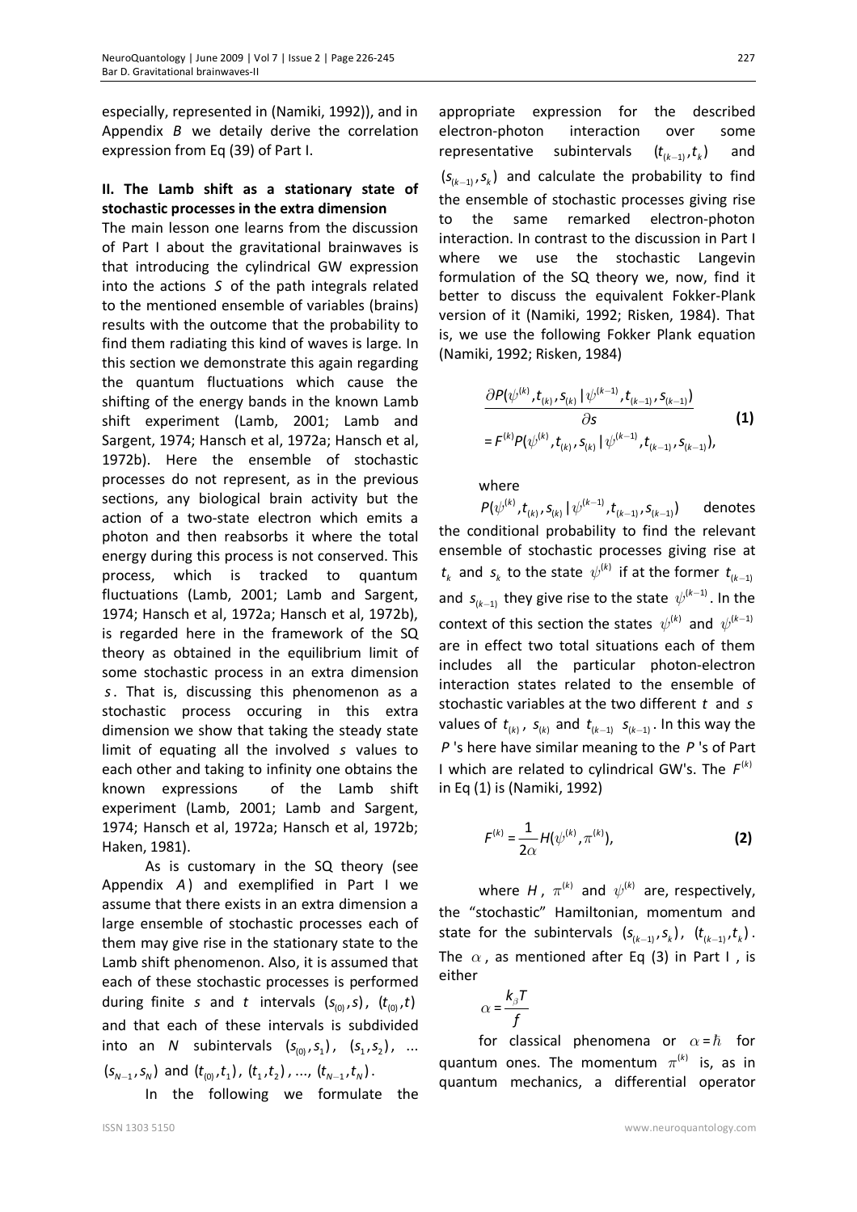especially, represented in (Namiki, 1992)), and in Appendix $B$ we detaily derive the correlation expression from Eq (39) of Part I.

## II. The Lamb shift as a stationary state of stochastic processes in the extra dimension

The main lesson one learns from the discussion of Part I about the gravitational brainwaves is that introducing the cylindrical GW expression into the actions $S$ of the path integrals related to the mentioned ensemble of variables (brains) results with the outcome that the probability to find them radiating this kind of waves is large. In this section we demonstrate this again regarding the quantum fluctuations which cause the shifting of the energy bands in the known Lamb shift experiment (Lamb, 2001; Lamb and Sargent, 1974; Hansch et al, 1972a; Hansch et al, 1972b). Here the ensemble of stochastic processes do not represent, as in the previous sections, any biological brain activity but the action of a two-state electron which emits a photon and then reabsorbs it where the total energy during this process is not conserved. This process, which is tracked to quantum fluctuations (Lamb, 2001; Lamb and Sargent, 1974; Hansch et al, 1972a; Hansch et al, 1972b), is regarded here in the framework of the SQ theory as obtained in the equilibrium limit of some stochastic process in an extra dimension $s$. That is, discussing this phenomenon as a stochastic process occuring in this extra dimension we show that taking the steady state limit of equating all the involved $s$ values to each other and taking to infinity one obtains the known expressions of the Lamb shift experiment (Lamb, 2001; Lamb and Sargent, 1974; Hansch et al, 1972a; Hansch et al, 1972b; Haken, 1981).

As is customary in the SQ theory (see Appendix $A$) and exemplified in Part I we assume that there exists in an extra dimension a large ensemble of stochastic processes each of them may give rise in the stationary state to the Lamb shift phenomenon. Also, it is assumed that each of these stochastic processes is performed during finite $s$ and $t$ intervals $(s_{(0)}, s)$, $(t_{(0)}, t)$ and that each of these intervals is subdivided into an $N$ subintervals $(s_{(0)}, s_1)$, $(s_1, s_2)$, ... $(s_{N-1}, s_N)$ and $(t_{(0)}, t_1)$, $(t_1, t_2)$, ..., $(t_{N-1}, t_N)$.

In the following we formulate the appropriate expression for the described electron-photon interaction over some representative subintervals $(t_{(k-1)}, t_k)$ and $(s_{(k-1)}, s_k)$ and calculate the probability to find the ensemble of stochastic processes giving rise to the same remarked electron-photon interaction. In contrast to the discussion in Part I where we use the stochastic Langevin formulation of the SQ theory we, now, find it better to discuss the equivalent Fokker-Plank version of it (Namiki, 1992; Risken, 1984). That is, we use the following Fokker Plank equation (Namiki, 1992; Risken, 1984)

$$\frac{\partial P(\psi^{(k)}, t_{(k)}, s_{(k)} \mid \psi^{(k-1)}, t_{(k-1)}, s_{(k-1)})}{\partial s} = F^{(k)} P(\psi^{(k)}, t_{(k)}, s_{(k)} \mid \psi^{(k-1)}, t_{(k-1)}, s_{(k-1)}), \quad \textbf{(1)}$$

where

$P(\psi^{(k)}, t_{(k)}, s_{(k)} \mid \psi^{(k-1)}, t_{(k-1)}, s_{(k-1)})$ denotes the conditional probability to find the relevant ensemble of stochastic processes giving rise at $t_k$ and $s_k$ to the state $\psi^{(k)}$ if at the former $t_{(k-1)}$ and $s_{(k-1)}$ they give rise to the state $\psi^{(k-1)}$. In the context of this section the states $\psi^{(k)}$ and $\psi^{(k-1)}$ are in effect two total situations each of them includes all the particular photon-electron interaction states related to the ensemble of stochastic variables at the two different $t$ and $s$ values of $t_{(k)}$, $s_{(k)}$ and $t_{(k-1)}$ $s_{(k-1)}$. In this way the $P$ 's here have similar meaning to the $P$ 's of Part I which are related to cylindrical GW's. The $F^{(k)}$ in Eq (1) is (Namiki, 1992)

$$F^{(k)} = \frac{1}{2\alpha} H(\psi^{(k)}, \pi^{(k)}), \quad \textbf{(2)}$$

where $H$, $\pi^{(k)}$ and $\psi^{(k)}$ are, respectively, the "stochastic" Hamiltonian, momentum and state for the subintervals $(s_{(k-1)}, s_k)$, $(t_{(k-1)}, t_k)$. The $\alpha$, as mentioned after Eq (3) in Part I, is either

$$\alpha = \frac{k_\beta T}{f}$$

for classical phenomena or $\alpha = \hbar$ for quantum ones. The momentum $\pi^{(k)}$ is, as in quantum mechanics, a differential operator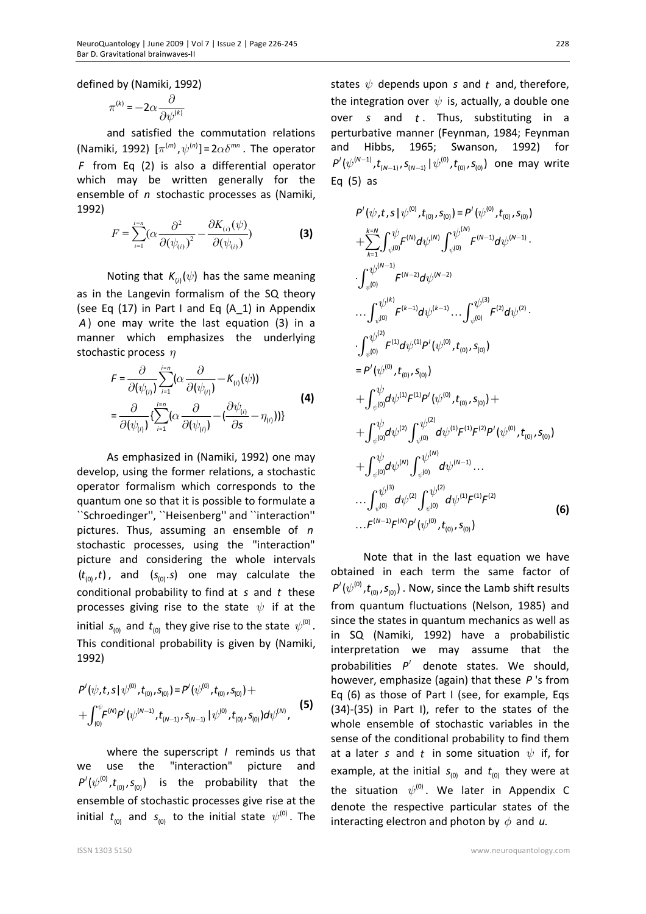defined by (Namiki, 1992)

$$\pi^{(k)} = -2\alpha \frac{\partial}{\partial \psi^{(k)}}$$

and satisfied the commutation relations (Namiki, 1992) $[\pi^{(m)}, \psi^{(n)}] = 2\alpha\delta^{mn}$. The operator $F$ from Eq (2) is also a differential operator which may be written generally for the ensemble of $n$ stochastic processes as (Namiki, 1992)

$$F = \sum_{i=1}^{i=n} \left(\alpha \frac{\partial^2}{\partial(\psi_{(i)})^2} - \frac{\partial K_{(i)}(\psi)}{\partial(\psi_{(i)})}\right) \tag{3}$$

Noting that $K_{(i)}(\psi)$ has the same meaning as in the Langevin formalism of the SQ theory (see Eq (17) in Part I and Eq (A_1) in Appendix $A$) one may write the last equation (3) in a manner which emphasizes the underlying stochastic process $\eta$

$$\begin{aligned} F &= \frac{\partial}{\partial(\psi_{(i)})} \sum_{i=1}^{i=n} \left(\alpha \frac{\partial}{\partial(\psi_{(i)})} - K_{(i)}(\psi)\right) \\ &= \frac{\partial}{\partial(\psi_{(i)})} \left\{ \sum_{i=1}^{i=n} \left(\alpha \frac{\partial}{\partial(\psi_{(i)})} - \left(\frac{\partial \psi_{(i)}}{\partial s} - \eta_{(i)}\right)\right)\right\} \end{aligned} \tag{4}$$

As emphasized in (Namiki, 1992) one may develop, using the former relations, a stochastic operator formalism which corresponds to the quantum one so that it is possible to formulate a ``Schroedinger'', ``Heisenberg'' and ``interaction'' pictures. Thus, assuming an ensemble of $n$ stochastic processes, using the "interaction" picture and considering the whole intervals $(t_{(0)}, t)$, and $(s_{(0)}.s)$ one may calculate the conditional probability to find at $s$ and $t$ these processes giving rise to the state $\psi$ if at the initial $s_{(0)}$ and $t_{(0)}$ they give rise to the state $\psi^{(0)}$. This conditional probability is given by (Namiki, 1992)

$$\begin{aligned} &P^I(\psi, t, s \mid \psi^{(0)}, t_{(0)}, s_{(0)}) = P^I(\psi^{(0)}, t_{(0)}, s_{(0)}) + \\ &+ \int_{(0)}^{\psi} F^{(N)} P^I(\psi^{(N-1)}, t_{(N-1)}, s_{(N-1)} \mid \psi^{(0)}, t_{(0)}, s_{(0)}) d\psi^{(N)}, \end{aligned} \tag{5}$$

where the superscript $I$ reminds us that we use the "interaction" picture and $P^I(\psi^{(0)}, t_{(0)}, s_{(0)})$ is the probability that the ensemble of stochastic processes give rise at the initial $t_{(0)}$ and $s_{(0)}$ to the initial state $\psi^{(0)}$. The states $\psi$ depends upon $s$ and $t$ and, therefore, the integration over $\psi$ is, actually, a double one over $s$ and $t$. Thus, substituting in a perturbative manner (Feynman, 1984; Feynman and Hibbs, 1965; Swanson, 1992) for $P^I(\psi^{(N-1)}, t_{(N-1)}, s_{(N-1)} \mid \psi^{(0)}, t_{(0)}, s_{(0)})$ one may write Eq (5) as

$$\begin{aligned} &P^I(\psi, t, s \mid \psi^{(0)}, t_{(0)}, s_{(0)}) = P^I(\psi^{(0)}, t_{(0)}, s_{(0)}) \\ &+ \sum_{k=1}^{k=N} \int_{\psi^{(0)}}^{\psi} F^{(N)} d\psi^{(N)} \int_{\psi^{(0)}}^{\psi^{(N)}} F^{(N-1)} d\psi^{(N-1)} \cdot \\ &\cdot \int_{\psi^{(0)}}^{\psi^{(N-1)}} F^{(N-2)} d\psi^{(N-2)} \\ &\ldots \int_{\psi^{(0)}}^{\psi^{(k)}} F^{(k-1)} d\psi^{(k-1)} \ldots \int_{\psi^{(0)}}^{\psi^{(3)}} F^{(2)} d\psi^{(2)} \cdot \\ &\cdot \int_{\psi^{(0)}}^{\psi^{(2)}} F^{(1)} d\psi^{(1)} P^I(\psi^{(0)}, t_{(0)}, s_{(0)}) \\ &= P^I(\psi^{(0)}, t_{(0)}, s_{(0)}) \\ &+ \int_{\psi^{(0)}}^{\psi} d\psi^{(1)} F^{(1)} P^I(\psi^{(0)}, t_{(0)}, s_{(0)}) + \\ &+ \int_{\psi^{(0)}}^{\psi} d\psi^{(2)} \int_{\psi^{(0)}}^{\psi^{(2)}} d\psi^{(1)} F^{(1)} F^{(2)} P^I(\psi^{(0)}, t_{(0)}, s_{(0)}) \\ &+ \int_{\psi^{(0)}}^{\psi} d\psi^{(N)} \int_{\psi^{(0)}}^{\psi^{(N)}} d\psi^{(N-1)} \ldots \\ &\ldots \int_{\psi^{(0)}}^{\psi^{(3)}} d\psi^{(2)} \int_{\psi^{(0)}}^{\psi^{(2)}} d\psi^{(1)} F^{(1)} F^{(2)} \\ &\ldots F^{(N-1)} F^{(N)} P^I(\psi^{(0)}, t_{(0)}, s_{(0)}) \end{aligned} \tag{6}$$

Note that in the last equation we have obtained in each term the same factor of $P^I(\psi^{(0)}, t_{(0)}, s_{(0)})$. Now, since the Lamb shift results from quantum fluctuations (Nelson, 1985) and since the states in quantum mechanics as well as in SQ (Namiki, 1992) have a probabilistic interpretation we may assume that the probabilities $P^I$ denote states. We should, however, emphasize (again) that these $P$'s from Eq (6) as those of Part I (see, for example, Eqs (34)-(35) in Part I), refer to the states of the whole ensemble of stochastic variables in the sense of the conditional probability to find them at a later $s$ and $t$ in some situation $\psi$ if, for example, at the initial $s_{(0)}$ and $t_{(0)}$ they were at the situation $\psi^{(0)}$. We later in Appendix C denote the respective particular states of the interacting electron and photon by $\phi$ and $u$.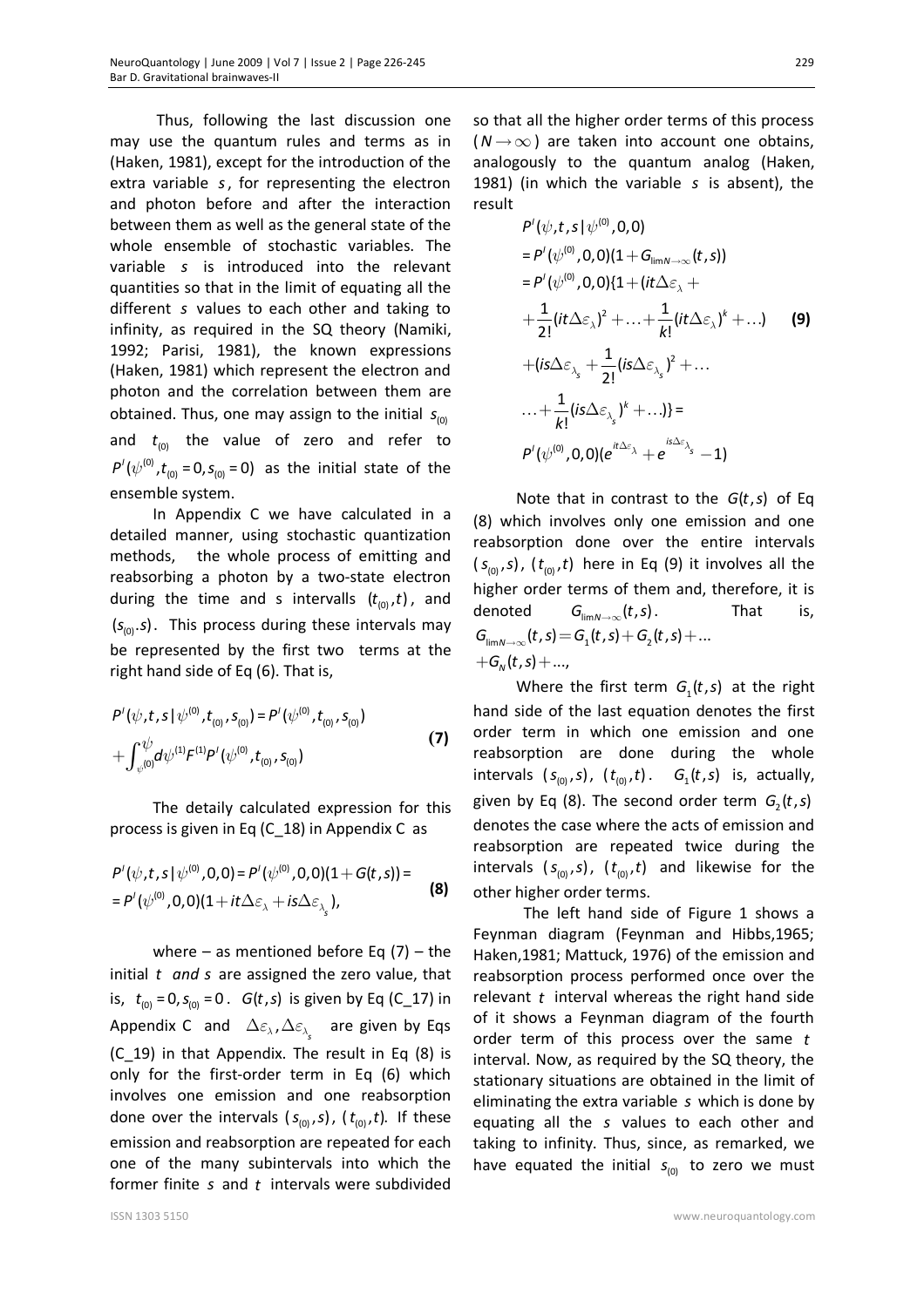Thus, following the last discussion one may use the quantum rules and terms as in (Haken, 1981), except for the introduction of the extra variable $s$, for representing the electron and photon before and after the interaction between them as well as the general state of the whole ensemble of stochastic variables. The variable $s$ is introduced into the relevant quantities so that in the limit of equating all the different $s$ values to each other and taking to infinity, as required in the SQ theory (Namiki, 1992; Parisi, 1981), the known expressions (Haken, 1981) which represent the electron and photon and the correlation between them are obtained. Thus, one may assign to the initial $s_{(0)}$ and $t_{(0)}$ the value of zero and refer to $P^I(\psi^{(0)}, t_{(0)} = 0, s_{(0)} = 0)$ as the initial state of the ensemble system.

In Appendix C we have calculated in a detailed manner, using stochastic quantization methods, the whole process of emitting and reabsorbing a photon by a two-state electron during the time and s intervalls $(t_{(0)}, t)$, and $(s_{(0)}.s)$. This process during these intervals may be represented by the first two terms at the right hand side of Eq (6). That is,

$$P^I(\psi, t, s \mid \psi^{(0)}, t_{(0)}, s_{(0)}) = P^I(\psi^{(0)}, t_{(0)}, s_{(0)}) + \int_{\psi^{(0)}}^{\psi} d\psi^{(1)} F^{(1)} P^I(\psi^{(0)}, t_{(0)}, s_{(0)}) \quad \textbf{(7)}$$

The detailly calculated expression for this process is given in Eq (C_18) in Appendix C as

$$P^I(\psi, t, s \mid \psi^{(0)}, 0, 0) = P^I(\psi^{(0)}, 0, 0)(1 + G(t, s)) = P^I(\psi^{(0)}, 0, 0)(1 + it\Delta\varepsilon_{\lambda} + is\Delta\varepsilon_{\lambda_s}), \quad \textbf{(8)}$$

where – as mentioned before Eq (7) – the initial $t$ *and* $s$ are assigned the zero value, that is, $t_{(0)} = 0, s_{(0)} = 0$. $G(t, s)$ is given by Eq (C_17) in Appendix C and $\Delta\varepsilon_{\lambda}, \Delta\varepsilon_{\lambda_s}$ are given by Eqs (C_19) in that Appendix. The result in Eq (8) is only for the first-order term in Eq (6) which involves one emission and one reabsorption done over the intervals $(s_{(0)}, s)$, $(t_{(0)}, t)$. If these emission and reabsorption are repeated for each one of the many subintervals into which the former finite $s$ and $t$ intervals were subdivided so that all the higher order terms of this process $(N \to \infty)$ are taken into account one obtains, analogously to the quantum analog (Haken, 1981) (in which the variable $s$ is absent), the result

$$\begin{aligned} & P^I(\psi, t, s \mid \psi^{(0)}, 0, 0) \\ & = P^I(\psi^{(0)}, 0, 0)(1 + G_{\lim N \to \infty}(t, s)) \\ & = P^I(\psi^{(0)}, 0, 0)\{1 + (it\Delta\varepsilon_{\lambda} + \\ & + \frac{1}{2!}(it\Delta\varepsilon_{\lambda})^2 + \ldots + \frac{1}{k!}(it\Delta\varepsilon_{\lambda})^k + \ldots) \\ & + (is\Delta\varepsilon_{\lambda_s} + \frac{1}{2!}(is\Delta\varepsilon_{\lambda_s})^2 + \ldots \\ & \ldots + \frac{1}{k!}(is\Delta\varepsilon_{\lambda_s})^k + \ldots)\} = \\ & P^I(\psi^{(0)}, 0, 0)(e^{it\Delta\varepsilon_{\lambda}} + e^{is\Delta\varepsilon_{\lambda_s}} - 1) \end{aligned} \quad \textbf{(9)}$$

Note that in contrast to the $G(t, s)$ of Eq (8) which involves only one emission and one reabsorption done over the entire intervals $(s_{(0)}, s)$, $(t_{(0)}, t)$ here in Eq (9) it involves all the higher order terms of them and, therefore, it is denoted $G_{\lim N \to \infty}(t, s)$. That is, $G_{\lim N \to \infty}(t, s) = G_1(t, s) + G_2(t, s) + \ldots + G_N(t, s) + \ldots$,

Where the first term $G_1(t, s)$ at the right hand side of the last equation denotes the first order term in which one emission and one reabsorption are done during the whole intervals $(s_{(0)}, s)$, $(t_{(0)}, t)$. $G_1(t, s)$ is, actually, given by Eq (8). The second order term $G_2(t, s)$ denotes the case where the acts of emission and reabsorption are repeated twice during the intervals $(s_{(0)}, s)$, $(t_{(0)}, t)$ and likewise for the other higher order terms.

The left hand side of Figure 1 shows a Feynman diagram (Feynman and Hibbs,1965; Haken,1981; Mattuck, 1976) of the emission and reabsorption process performed once over the relevant $t$ interval whereas the right hand side of it shows a Feynman diagram of the fourth order term of this process over the same $t$ interval. Now, as required by the SQ theory, the stationary situations are obtained in the limit of eliminating the extra variable $s$ which is done by equating all the $s$ values to each other and taking to infinity. Thus, since, as remarked, we have equated the initial $s_{(0)}$ to zero we must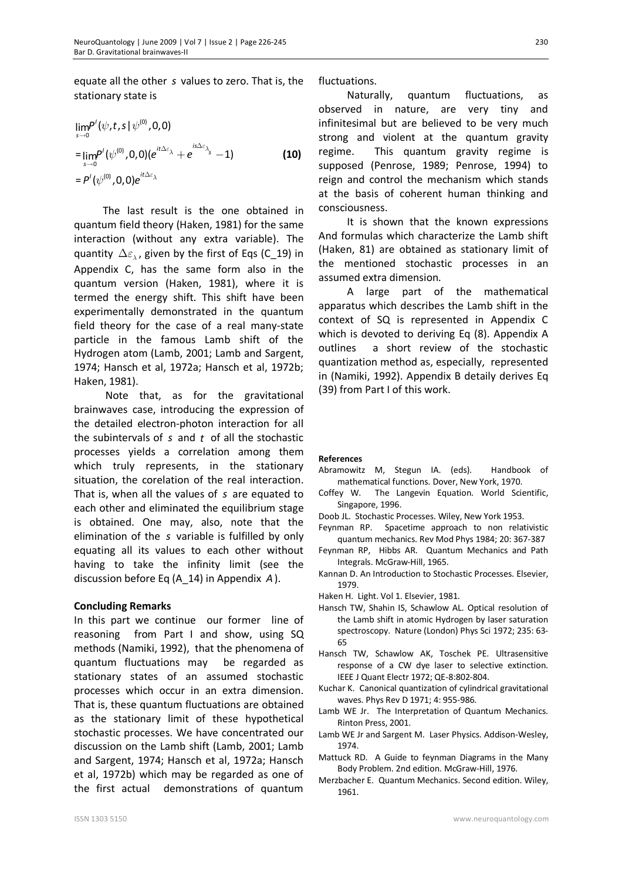equate all the other $s$ values to zero. That is, the stationary state is

$$\lim_{s \to 0} P^{I}(\psi, t, s | \psi^{(0)}, 0, 0)$$
$$= \lim_{s \to 0} P^{I}(\psi^{(0)}, 0, 0)(e^{it\Delta\varepsilon_{\lambda}} + e^{is\Delta\varepsilon_{\lambda_s}} - 1) \quad \textbf{(10)}$$
$$= P^{I}(\psi^{(0)}, 0, 0)e^{it\Delta\varepsilon_{\lambda}}$$

The last result is the one obtained in quantum field theory (Haken, 1981) for the same interaction (without any extra variable). The quantity $\Delta\varepsilon_{\lambda}$, given by the first of Eqs (C_19) in Appendix C, has the same form also in the quantum version (Haken, 1981), where it is termed the energy shift. This shift have been experimentally demonstrated in the quantum field theory for the case of a real many-state particle in the famous Lamb shift of the Hydrogen atom (Lamb, 2001; Lamb and Sargent, 1974; Hansch et al, 1972a; Hansch et al, 1972b; Haken, 1981).

Note that, as for the gravitational brainwaves case, introducing the expression of the detailed electron-photon interaction for all the subintervals of $s$ and $t$ of all the stochastic processes yields a correlation among them which truly represents, in the stationary situation, the corelation of the real interaction. That is, when all the values of $s$ are equated to each other and eliminated the equilibrium stage is obtained. One may, also, note that the elimination of the $s$ variable is fulfilled by only equating all its values to each other without having to take the infinity limit (see the discussion before Eq (A_14) in Appendix $A$).

## Concluding Remarks

In this part we continue our former line of reasoning from Part I and show, using SQ methods (Namiki, 1992), that the phenomena of quantum fluctuations may be regarded as stationary states of an assumed stochastic processes which occur in an extra dimension. That is, these quantum fluctuations are obtained as the stationary limit of these hypothetical stochastic processes. We have concentrated our discussion on the Lamb shift (Lamb, 2001; Lamb and Sargent, 1974; Hansch et al, 1972a; Hansch et al, 1972b) which may be regarded as one of the first actual demonstrations of quantum fluctuations.

Naturally, quantum fluctuations, as observed in nature, are very tiny and infinitesimal but are believed to be very much strong and violent at the quantum gravity regime. This quantum gravity regime is supposed (Penrose, 1989; Penrose, 1994) to reign and control the mechanism which stands at the basis of coherent human thinking and consciousness.

It is shown that the known expressions And formulas which characterize the Lamb shift (Haken, 81) are obtained as stationary limit of the mentioned stochastic processes in an assumed extra dimension.

A large part of the mathematical apparatus which describes the Lamb shift in the context of SQ is represented in Appendix C which is devoted to deriving Eq (8). Appendix A outlines a short review of the stochastic quantization method as, especially, represented in (Namiki, 1992). Appendix B detaily derives Eq (39) from Part I of this work.

### References

Abramowitz M, Stegun IA. (eds). Handbook of mathematical functions. Dover, New York, 1970.

Coffey W. The Langevin Equation. World Scientific, Singapore, 1996.

Doob JL. Stochastic Processes. Wiley, New York 1953.

Feynman RP. Spacetime approach to non relativistic quantum mechanics. Rev Mod Phys 1984; 20: 367-387

Feynman RP, Hibbs AR. Quantum Mechanics and Path Integrals. McGraw-Hill, 1965.

Kannan D. An Introduction to Stochastic Processes. Elsevier, 1979.

Haken H. Light. Vol 1. Elsevier, 1981.

Hansch TW, Shahin IS, Schawlow AL. Optical resolution of the Lamb shift in atomic Hydrogen by laser saturation spectroscopy. Nature (London) Phys Sci 1972; 235: 63-65

Hansch TW, Schawlow AK, Toschek PE. Ultrasensitive response of a CW dye laser to selective extinction. IEEE J Quant Electr 1972; QE-8:802-804.

Kuchar K. Canonical quantization of cylindrical gravitational waves. Phys Rev D 1971; 4: 955-986.

Lamb WE Jr. The Interpretation of Quantum Mechanics. Rinton Press, 2001.

Lamb WE Jr and Sargent M. Laser Physics. Addison-Wesley, 1974.

Mattuck RD. A Guide to feynman Diagrams in the Many Body Problem. 2nd edition. McGraw-Hill, 1976.

Merzbacher E. Quantum Mechanics. Second edition. Wiley, 1961.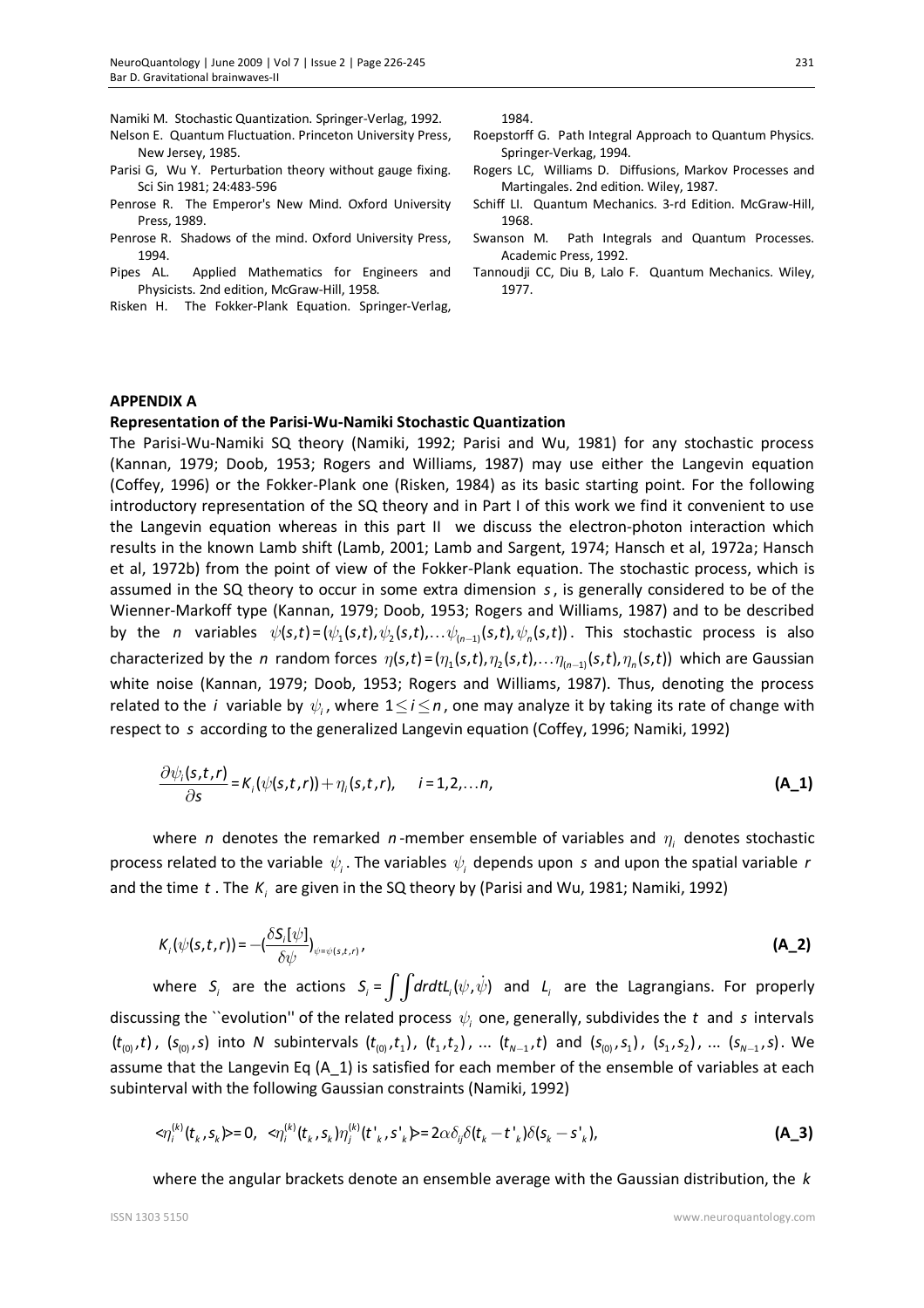Namiki M. Stochastic Quantization. Springer-Verlag, 1992.

Nelson E. Quantum Fluctuation. Princeton University Press, New Jersey, 1985.

Parisi G, Wu Y. Perturbation theory without gauge fixing. Sci Sin 1981; 24:483-596

Penrose R. The Emperor's New Mind. Oxford University Press, 1989.

Penrose R. Shadows of the mind. Oxford University Press, 1994.

Pipes AL. Applied Mathematics for Engineers and Physicists. 2nd edition, McGraw-Hill, 1958.

Risken H. The Fokker-Plank Equation. Springer-Verlag, 1984.

Roepstorff G. Path Integral Approach to Quantum Physics. Springer-Verkag, 1994.

Rogers LC, Williams D. Diffusions, Markov Processes and Martingales. 2nd edition. Wiley, 1987.

Schiff LI. Quantum Mechanics. 3-rd Edition. McGraw-Hill, 1968.

Swanson M. Path Integrals and Quantum Processes. Academic Press, 1992.

Tannoudji CC, Diu B, Lalo F. Quantum Mechanics. Wiley, 1977.

## APPENDIX A

### Representation of the Parisi-Wu-Namiki Stochastic Quantization

The Parisi-Wu-Namiki SQ theory (Namiki, 1992; Parisi and Wu, 1981) for any stochastic process (Kannan, 1979; Doob, 1953; Rogers and Williams, 1987) may use either the Langevin equation (Coffey, 1996) or the Fokker-Plank one (Risken, 1984) as its basic starting point. For the following introductory representation of the SQ theory and in Part I of this work we find it convenient to use the Langevin equation whereas in this part II we discuss the electron-photon interaction which results in the known Lamb shift (Lamb, 2001; Lamb and Sargent, 1974; Hansch et al, 1972a; Hansch et al, 1972b) from the point of view of the Fokker-Plank equation. The stochastic process, which is assumed in the SQ theory to occur in some extra dimension $s$, is generally considered to be of the Wienner-Markoff type (Kannan, 1979; Doob, 1953; Rogers and Williams, 1987) and to be described by the $n$ variables $\psi(s,t)=(\psi_1(s,t),\psi_2(s,t),\ldots\psi_{(n-1)}(s,t),\psi_n(s,t))$. This stochastic process is also characterized by the $n$ random forces $\eta(s,t)=(\eta_1(s,t),\eta_2(s,t),\ldots\eta_{(n-1)}(s,t),\eta_n(s,t))$ which are Gaussian white noise (Kannan, 1979; Doob, 1953; Rogers and Williams, 1987). Thus, denoting the process related to the $i$ variable by $\psi_i$, where $1\leq i\leq n$, one may analyze it by taking its rate of change with respect to $s$ according to the generalized Langevin equation (Coffey, 1996; Namiki, 1992)

$$\frac{\partial\psi_i(s,t,r)}{\partial s}=K_i(\psi(s,t,r))+\eta_i(s,t,r),\qquad i=1,2,\ldots n, \tag{A\_1}$$

where $n$ denotes the remarked $n$-member ensemble of variables and $\eta_i$ denotes stochastic process related to the variable $\psi_i$. The variables $\psi_i$ depends upon $s$ and upon the spatial variable $r$ and the time $t$. The $K_i$ are given in the SQ theory by (Parisi and Wu, 1981; Namiki, 1992)

$$K_i(\psi(s,t,r))=-\left(\frac{\delta S_i[\psi]}{\delta\psi}\right)_{\psi=\psi(s,t,r)}, \tag{A\_2}$$

where $S_i$ are the actions $S_i=\int\int drdtL_i(\psi,\dot{\psi})$ and $L_i$ are the Lagrangians. For properly discussing the ``evolution'' of the related process $\psi_i$ one, generally, subdivides the $t$ and $s$ intervals $(t_{(0)},t)$, $(s_{(0)},s)$ into $N$ subintervals $(t_{(0)},t_1)$, $(t_1,t_2)$, ... $(t_{N-1},t)$ and $(s_{(0)},s_1)$, $(s_1,s_2)$, ... $(s_{N-1},s)$. We assume that the Langevin Eq (A_1) is satisfied for each member of the ensemble of variables at each subinterval with the following Gaussian constraints (Namiki, 1992)

$$<\eta_i^{(k)}(t_k,s_k)>=0,\quad <\eta_i^{(k)}(t_k,s_k)\eta_j^{(k)}(t'_k,s'_k)>=2\alpha\delta_{ij}\delta(t_k-t'_k)\delta(s_k-s'_k), \tag{A\_3}$$

where the angular brackets denote an ensemble average with the Gaussian distribution, the $k$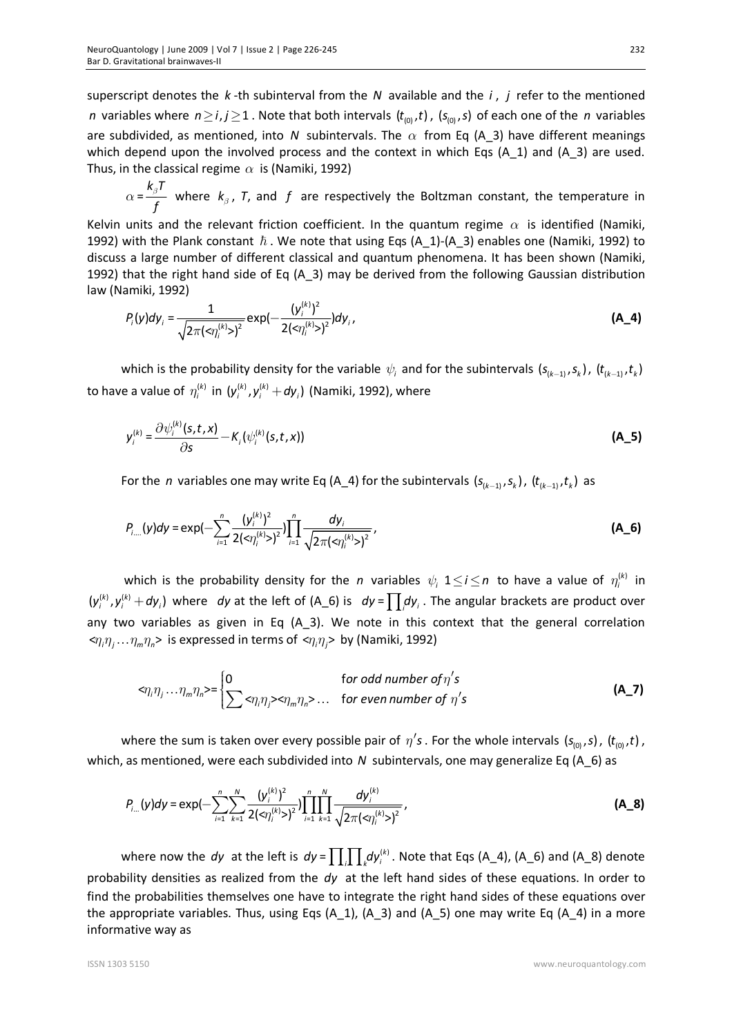superscript denotes the $k$-th subinterval from the $N$ available and the $i$, $j$ refer to the mentioned $n$ variables where $n \geq i, j \geq 1$. Note that both intervals $(t_{(0)}, t)$, $(s_{(0)}, s)$ of each one of the $n$ variables are subdivided, as mentioned, into $N$ subintervals. The $\alpha$ from Eq (A_3) have different meanings which depend upon the involved process and the context in which Eqs (A_1) and (A_3) are used. Thus, in the classical regime $\alpha$ is (Namiki, 1992)

$\alpha = \frac{k_\beta T}{f}$ where $k_\beta$, $T$, and $f$ are respectively the Boltzman constant, the temperature in Kelvin units and the relevant friction coefficient. In the quantum regime $\alpha$ is identified (Namiki, 1992) with the Plank constant $\hbar$. We note that using Eqs (A_1)-(A_3) enables one (Namiki, 1992) to discuss a large number of different classical and quantum phenomena. It has been shown (Namiki, 1992) that the right hand side of Eq (A_3) may be derived from the following Gaussian distribution law (Namiki, 1992)

$$P_i(y)dy_i = \frac{1}{\sqrt{2\pi(<\eta_i^{(k)}>)^2}} \exp\left(-\frac{(y_i^{(k)})^2}{2(<\eta_i^{(k)}>)^2}\right)dy_i, \tag{A_4}$$

which is the probability density for the variable $\psi_i$ and for the subintervals $(s_{(k-1)}, s_k)$, $(t_{(k-1)}, t_k)$ to have a value of $\eta_i^{(k)}$ in $(y_i^{(k)}, y_i^{(k)} + dy_i)$ (Namiki, 1992), where

$$y_i^{(k)} = \frac{\partial \psi_i^{(k)}(s,t,x)}{\partial s} - K_i(\psi_i^{(k)}(s,t,x)) \tag{A_5}$$

For the $n$ variables one may write Eq (A_4) for the subintervals $(s_{(k-1)}, s_k)$, $(t_{(k-1)}, t_k)$ as

$$P_{i....}(y)dy = \exp\left(-\sum_{i=1}^{n} \frac{(y_i^{(k)})^2}{2(<\eta_i^{(k)}>)^2}\right) \prod_{i=1}^{n} \frac{dy_i}{\sqrt{2\pi(<\eta_i^{(k)}>)^2}}, \tag{A_6}$$

which is the probability density for the $n$ variables $\psi_i$ $1 \leq i \leq n$ to have a value of $\eta_i^{(k)}$ in $(y_i^{(k)}, y_i^{(k)} + dy_i)$ where $dy$ at the left of (A_6) is $dy = \prod_i dy_i$. The angular brackets are product over any two variables as given in Eq (A_3). We note in this context that the general correlation $<\eta_i \eta_j \ldots \eta_m \eta_n>$ is expressed in terms of $<\eta_i \eta_j>$ by (Namiki, 1992)

$$<\eta_i \eta_j \ldots \eta_m \eta_n> = \begin{cases} 0 & \text{for odd number of } \eta's \\ \sum <\eta_i \eta_j><\eta_m \eta_n> \ldots & \text{for even number of } \eta's \end{cases} \tag{A_7}$$

where the sum is taken over every possible pair of $\eta's$. For the whole intervals $(s_{(0)}, s)$, $(t_{(0)}, t)$, which, as mentioned, were each subdivided into $N$ subintervals, one may generalize Eq (A_6) as

$$P_{i...}(y)dy = \exp\left(-\sum_{i=1}^{n}\sum_{k=1}^{N} \frac{(y_i^{(k)})^2}{2(<\eta_i^{(k)}>)^2}\right) \prod_{i=1}^{n}\prod_{k=1}^{N} \frac{dy_i^{(k)}}{\sqrt{2\pi(<\eta_i^{(k)}>)^2}}, \tag{A_8}$$

where now the $dy$ at the left is $dy = \prod_i \prod_k dy_i^{(k)}$. Note that Eqs (A_4), (A_6) and (A_8) denote probability densities as realized from the $dy$ at the left hand sides of these equations. In order to find the probabilities themselves one have to integrate the right hand sides of these equations over the appropriate variables. Thus, using Eqs (A_1), (A_3) and (A_5) one may write Eq (A_4) in a more informative way as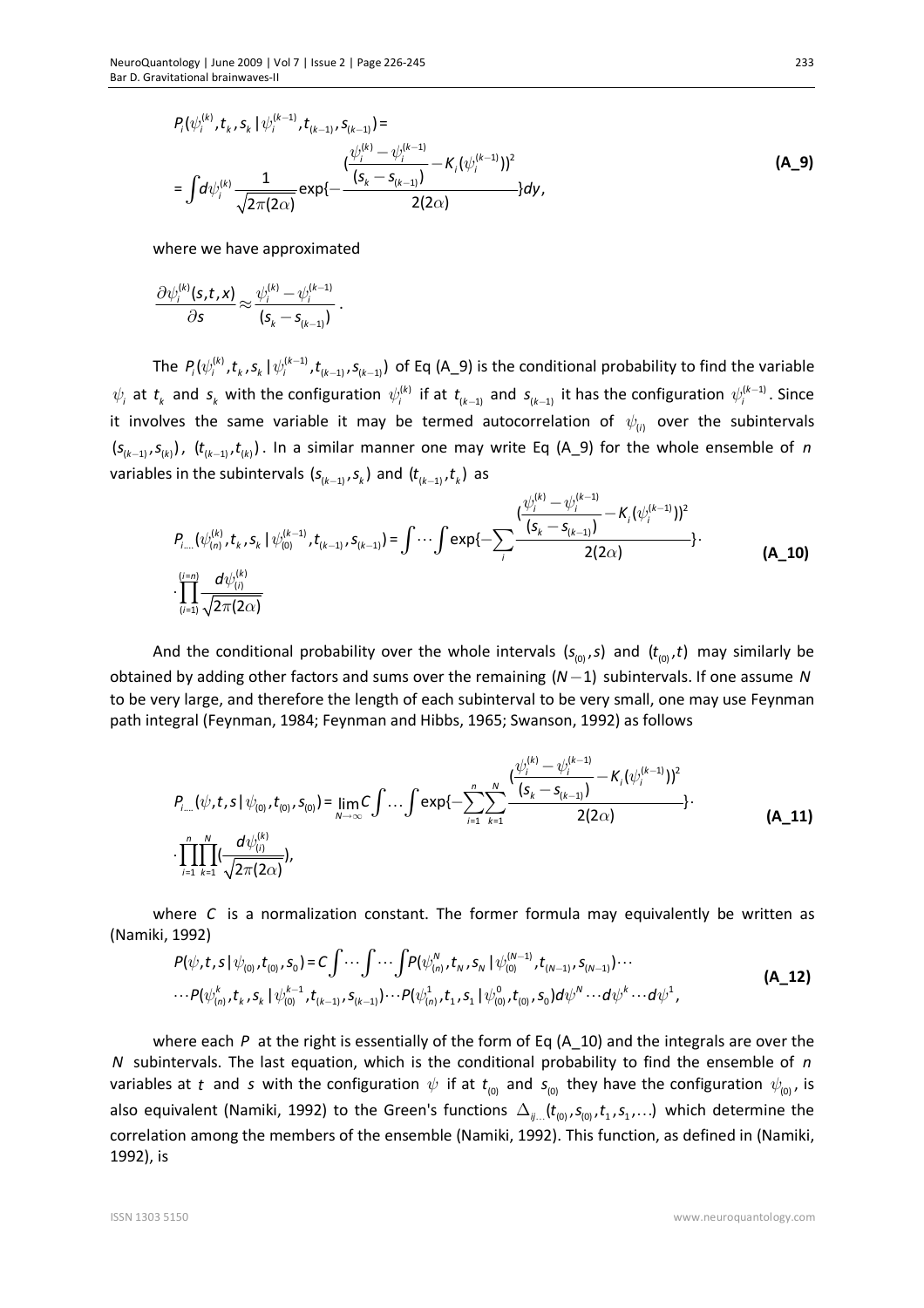$$P_i(\psi_i^{(k)}, t_k, s_k \mid \psi_i^{(k-1)}, t_{(k-1)}, s_{(k-1)}) =$$

$$= \int d\psi_i^{(k)} \frac{1}{\sqrt{2\pi(2\alpha)}} \exp\{-\frac{(\frac{\psi_i^{(k)} - \psi_i^{(k-1)}}{(s_k - s_{(k-1)})} - K_i(\psi_i^{(k-1)}))^2}{2(2\alpha)}\} dy, \tag{A\_9}$$

where we have approximated

$$\frac{\partial \psi_i^{(k)}(s,t,x)}{\partial s} \approx \frac{\psi_i^{(k)} - \psi_i^{(k-1)}}{(s_k - s_{(k-1)})}.$$

The $P_i(\psi_i^{(k)}, t_k, s_k \mid \psi_i^{(k-1)}, t_{(k-1)}, s_{(k-1)})$ of Eq (A_9) is the conditional probability to find the variable $\psi_i$ at $t_k$ and $s_k$ with the configuration $\psi_i^{(k)}$ if at $t_{(k-1)}$ and $s_{(k-1)}$ it has the configuration $\psi_i^{(k-1)}$. Since it involves the same variable it may be termed autocorrelation of $\psi_{(i)}$ over the subintervals $(s_{(k-1)}, s_{(k)})$, $(t_{(k-1)}, t_{(k)})$. In a similar manner one may write Eq (A_9) for the whole ensemble of $n$ variables in the subintervals $(s_{(k-1)}, s_k)$ and $(t_{(k-1)}, t_k)$ as

$$P_{i....}(\psi_{(n)}^{(k)}, t_k, s_k \mid \psi_{(0)}^{(k-1)}, t_{(k-1)}, s_{(k-1)}) = \int \cdots \int \exp\{-\sum_i \frac{(\frac{\psi_i^{(k)} - \psi_i^{(k-1)}}{(s_k - s_{(k-1)})} - K_i(\psi_i^{(k-1)}))^2}{2(2\alpha)}\} \cdot \prod_{(i=1)}^{(i=n)} \frac{d\psi_{(i)}^{(k)}}{\sqrt{2\pi(2\alpha)}} \tag{A\_10}$$

And the conditional probability over the whole intervals $(s_{(0)}, s)$ and $(t_{(0)}, t)$ may similarly be obtained by adding other factors and sums over the remaining $(N-1)$ subintervals. If one assume $N$ to be very large, and therefore the length of each subinterval to be very small, one may use Feynman path integral (Feynman, 1984; Feynman and Hibbs, 1965; Swanson, 1992) as follows

$$P_{i....}(\psi, t, s \mid \psi_{(0)}, t_{(0)}, s_{(0)}) = \lim_{N \to \infty} C \int \ldots \int \exp\{-\sum_{i=1}^{n} \sum_{k=1}^{N} \frac{(\frac{\psi_i^{(k)} - \psi_i^{(k-1)}}{(s_k - s_{(k-1)})} - K_i(\psi_i^{(k-1)}))^2}{2(2\alpha)}\} \cdot \prod_{i=1}^{n} \prod_{k=1}^{N} (\frac{d\psi_{(i)}^{(k)}}{\sqrt{2\pi(2\alpha)}}), \tag{A\_11}$$

where $C$ is a normalization constant. The former formula may equivalently be written as (Namiki, 1992)

$$P(\psi, t, s \mid \psi_{(0)}, t_{(0)}, s_0) = C \int \cdots \int \cdots \int P(\psi_{(n)}^{N}, t_N, s_N \mid \psi_{(0)}^{(N-1)}, t_{(N-1)}, s_{(N-1)}) \cdots \cdots P(\psi_{(n)}^{k}, t_k, s_k \mid \psi_{(0)}^{k-1}, t_{(k-1)}, s_{(k-1)}) \cdots P(\psi_{(n)}^{1}, t_1, s_1 \mid \psi_{(0)}^{0}, t_{(0)}, s_0) d\psi^N \cdots d\psi^k \cdots d\psi^1, \tag{A\_12}$$

where each $P$ at the right is essentially of the form of Eq (A_10) and the integrals are over the $N$ subintervals. The last equation, which is the conditional probability to find the ensemble of $n$ variables at $t$ and $s$ with the configuration $\psi$ if at $t_{(0)}$ and $s_{(0)}$ they have the configuration $\psi_{(0)}$, is also equivalent (Namiki, 1992) to the Green's functions $\Delta_{ij...}(t_{(0)}, s_{(0)}, t_1, s_1, \ldots)$ which determine the correlation among the members of the ensemble (Namiki, 1992). This function, as defined in (Namiki, 1992), is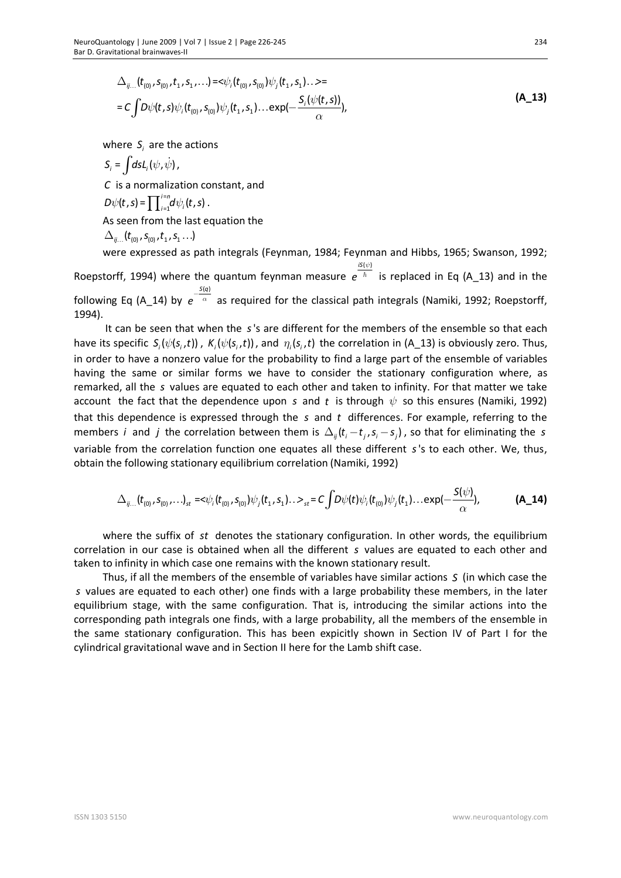$$\triangle_{ij\ldots}(t_{(0)},s_{(0)},t_1,s_1,\ldots)=<\psi_i(t_{(0)},s_{(0)})\psi_j(t_1,s_1)\ldots>=$$
$$=C\int D\psi(t,s)\psi_i(t_{(0)},s_{(0)})\psi_j(t_1,s_1)\ldots\exp(-\frac{S_i(\psi(t,s))}{\alpha}), \quad \textbf{(A\_13)}$$

where $S_i$ are the actions

$S_i=\int dsL_i(\psi,\dot{\psi})$,

$C$ is a normalization constant, and

$D\psi(t,s)=\prod_{i=1}^{i=n}d\psi_i(t,s)$.

As seen from the last equation the

$\triangle_{ij\ldots}(t_{(0)},s_{(0)},t_1,s_1\ldots)$

were expressed as path integrals (Feynman, 1984; Feynman and Hibbs, 1965; Swanson, 1992; Roepstorff, 1994) where the quantum feynman measure $e^{\frac{iS(\psi)}{\hbar}}$ is replaced in Eq (A_13) and in the following Eq (A_14) by $e^{-\frac{S(q)}{\alpha}}$ as required for the classical path integrals (Namiki, 1992; Roepstorff, 1994).

It can be seen that when the $s$'s are different for the members of the ensemble so that each have its specific $S_i(\psi(s_i,t))$, $K_i(\psi(s_i,t))$, and $\eta_i(s_i,t)$ the correlation in (A_13) is obviously zero. Thus, in order to have a nonzero value for the probability to find a large part of the ensemble of variables having the same or similar forms we have to consider the stationary configuration where, as remarked, all the $s$ values are equated to each other and taken to infinity. For that matter we take account the fact that the dependence upon $s$ and $t$ is through $\psi$ so this ensures (Namiki, 1992) that this dependence is expressed through the $s$ and $t$ differences. For example, referring to the members $i$ and $j$ the correlation between them is $\triangle_{ij}(t_i-t_j,s_i-s_j)$, so that for eliminating the $s$ variable from the correlation function one equates all these different $s$'s to each other. We, thus, obtain the following stationary equilibrium correlation (Namiki, 1992)

$$\triangle_{ij\ldots}(t_{(0)},s_{(0)},\ldots)_{st}=<\psi_i(t_{(0)},s_{(0)})\psi_j(t_1,s_1)\ldots>_{st}=C\int D\psi(t)\psi_i(t_{(0)})\psi_j(t_1)\ldots\exp(-\frac{S(\psi)}{\alpha}), \quad \textbf{(A\_14)}$$

where the suffix of $st$ denotes the stationary configuration. In other words, the equilibrium correlation in our case is obtained when all the different $s$ values are equated to each other and taken to infinity in which case one remains with the known stationary result.

Thus, if all the members of the ensemble of variables have similar actions $S$ (in which case the $s$ values are equated to each other) one finds with a large probability these members, in the later equilibrium stage, with the same configuration. That is, introducing the similar actions into the corresponding path integrals one finds, with a large probability, all the members of the ensemble in the same stationary configuration. This has been expicitly shown in Section IV of Part I for the cylindrical gravitational wave and in Section II here for the Lamb shift case.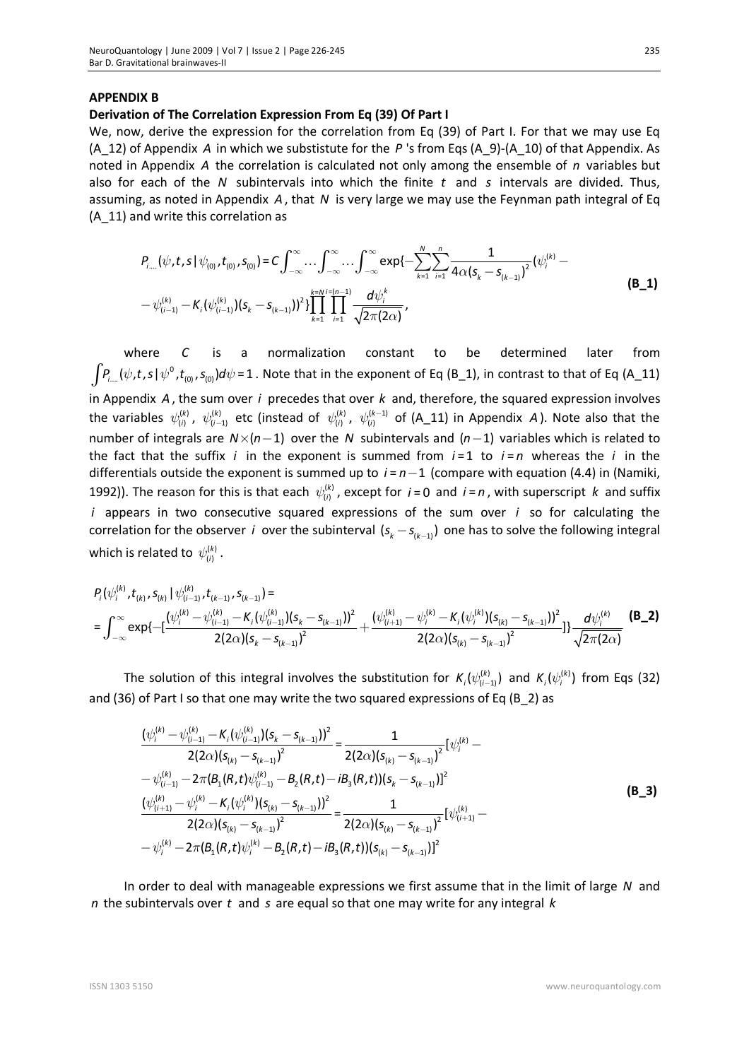## APPENDIX B

### Derivation of The Correlation Expression From Eq (39) Of Part I

We, now, derive the expression for the correlation from Eq (39) of Part I. For that we may use Eq (A_12) of Appendix $A$ in which we sustitute for the $P$ 's from Eqs (A_9)-(A_10) of that Appendix. As noted in Appendix $A$ the correlation is calculated not only among the ensemble of $n$ variables but also for each of the $N$ subintervals into which the finite $t$ and $s$ intervals are divided. Thus, assuming, as noted in Appendix $A$, that $N$ is very large we may use the Feynman path integral of Eq (A_11) and write this correlation as

$$P_{i....}(\psi,t,s\,|\,\psi_{(0)},t_{(0)},s_{(0)}) = C\int_{-\infty}^{\infty}\ldots\int_{-\infty}^{\infty}\ldots\int_{-\infty}^{\infty}\exp\{-\sum_{k=1}^{N}\sum_{i=1}^{n}\frac{1}{4\alpha(s_k - s_{(k-1)})^2}(\psi_i^{(k)} - \psi_{(i-1)}^{(k)} - K_i(\psi_{(i-1)}^{(k)})(s_k - s_{(k-1)}))^2\}\prod_{k=1}^{k=N}\prod_{i=1}^{i=(n-1)}\frac{d\psi_i^k}{\sqrt{2\pi(2\alpha)}}, \tag{B_1}$$

where $C$ is a normalization constant to be determined later from $\int P_{i....}(\psi,t,s\,|\,\psi^0,t_{(0)},s_{(0)})d\psi = 1$. Note that in the exponent of Eq (B_1), in contrast to that of Eq (A_11) in Appendix $A$, the sum over $i$ precedes that over $k$ and, therefore, the squared expression involves the variables $\psi_{(i)}^{(k)}$, $\psi_{(i-1)}^{(k)}$ etc (instead of $\psi_{(i)}^{(k)}$, $\psi_{(i)}^{(k-1)}$ of (A_11) in Appendix $A$). Note also that the number of integrals are $N\times(n-1)$ over the $N$ subintervals and $(n-1)$ variables which is related to the fact that the suffix $i$ in the exponent is summed from $i=1$ to $i=n$ whereas the $i$ in the differentials outside the exponent is summed up to $i=n-1$ (compare with equation (4.4) in (Namiki, 1992)). The reason for this is that each $\psi_{(i)}^{(k)}$, except for $i=0$ and $i=n$, with superscript $k$ and suffix $i$ appears in two consecutive squared expressions of the sum over $i$ so for calculating the correlation for the observer $i$ over the subinterval $(s_k - s_{(k-1)})$ one has to solve the following integral which is related to $\psi_{(i)}^{(k)}$.

$$P_i(\psi_i^{(k)},t_{(k)},s_{(k)}\,|\,\psi_{(i-1)}^{(k)},t_{(k-1)},s_{(k-1)}) = \int_{-\infty}^{\infty}\exp\{-[\frac{(\psi_i^{(k)} - \psi_{(i-1)}^{(k)} - K_i(\psi_{(i-1)}^{(k)})(s_k - s_{(k-1)}))^2}{2(2\alpha)(s_k - s_{(k-1)})^2} + \frac{(\psi_{(i+1)}^{(k)} - \psi_i^{(k)} - K_i(\psi_i^{(k)})(s_{(k)} - s_{(k-1)}))^2}{2(2\alpha)(s_{(k)} - s_{(k-1)})^2}]\}\frac{d\psi_i^{(k)}}{\sqrt{2\pi(2\alpha)}} \tag{B_2}$$

The solution of this integral involves the substitution for $K_i(\psi_{(i-1)}^{(k)})$ and $K_i(\psi_i^{(k)})$ from Eqs (32) and (36) of Part I so that one may write the two squared expressions of Eq (B_2) as

$$\begin{aligned}
\frac{(\psi_i^{(k)} - \psi_{(i-1)}^{(k)} - K_i(\psi_{(i-1)}^{(k)})(s_k - s_{(k-1)}))^2}{2(2\alpha)(s_{(k)} - s_{(k-1)})^2} &= \frac{1}{2(2\alpha)(s_{(k)} - s_{(k-1)})^2}[\psi_i^{(k)} - \psi_{(i-1)}^{(k)} - 2\pi(B_1(R,t)\psi_{(i-1)}^{(k)} - B_2(R,t) - iB_3(R,t))(s_k - s_{(k-1)})]^2 \\
\frac{(\psi_{(i+1)}^{(k)} - \psi_i^{(k)} - K_i(\psi_i^{(k)})(s_{(k)} - s_{(k-1)}))^2}{2(2\alpha)(s_{(k)} - s_{(k-1)})^2} &= \frac{1}{2(2\alpha)(s_{(k)} - s_{(k-1)})^2}[\psi_{(i+1)}^{(k)} - \psi_i^{(k)} - 2\pi(B_1(R,t)\psi_i^{(k)} - B_2(R,t) - iB_3(R,t))(s_{(k)} - s_{(k-1)})]^2
\end{aligned} \tag{B_3}$$

In order to deal with manageable expressions we first assume that in the limit of large $N$ and $n$ the subintervals over $t$ and $s$ are equal so that one may write for any integral $k$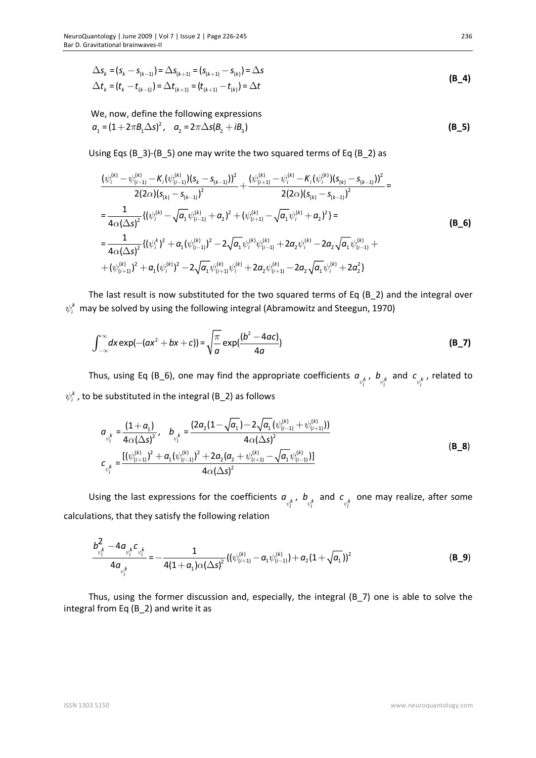$$\Delta s_k = (s_k - s_{(k-1)}) = \Delta s_{(k+1)} = (s_{(k+1)} - s_{(k)}) = \Delta s$$
$$\Delta t_k = (t_k - t_{(k-1)}) = \Delta t_{(k+1)} = (t_{(k+1)} - t_{(k)}) = \Delta t \tag{B_4}$$

We, now, define the following expressions

$$a_1 = (1 + 2\pi B_1 \Delta s)^2, \quad a_2 = 2\pi \Delta s(B_2 + iB_3) \tag{B_5}$$

Using Eqs (B_3)-(B_5) one may write the two squared terms of Eq (B_2) as

$$\frac{(\psi_i^{(k)} - \psi_{(i-1)}^{(k)} - K_i(\psi_{(i-1)}^{(k)})(s_k - s_{(k-1)}))^2}{2(2\alpha)(s_{(k)} - s_{(k-1)})^2} + \frac{(\psi_{(i+1)}^{(k)} - \psi_i^{(k)} - K_i(\psi_i^{(k)})(s_{(k)} - s_{(k-1)}))^2}{2(2\alpha)(s_{(k)} - s_{(k-1)})^2} =$$
$$= \frac{1}{4\alpha(\Delta s)^2}\{(\psi_i^{(k)} - \sqrt{a_1}\psi_{(i-1)}^{(k)} + a_2)^2 + (\psi_{(i+1)}^{(k)} - \sqrt{a_1}\psi_i^{(k)} + a_2)^2\} =$$
$$= \frac{1}{4\alpha(\Delta s)^2}\{(\psi_i^k)^2 + a_1(\psi_{(i-1)}^{(k)})^2 - 2\sqrt{a_1}\psi_i^{(k)}\psi_{(i-1)}^{(k)} + 2a_2\psi_i^{(k)} - 2a_2\sqrt{a_1}\psi_{(i-1)}^{(k)} +$$
$$+ (\psi_{(i+1)}^{(k)})^2 + a_1(\psi_i^{(k)})^2 - 2\sqrt{a_1}\psi_{(i+1)}^{(k)}\psi_i^{(k)} + 2a_2\psi_{(i+1)}^{(k)} - 2a_2\sqrt{a_1}\psi_i^{(k)} + 2a_2^2\} \tag{B_6}$$

The last result is now substituted for the two squared terms of Eq (B_2) and the integral over $\psi_i^k$ may be solved by using the following integral (Abramowitz and Steegun, 1970)

$$\int_{-\infty}^{\infty} dx \exp(-(ax^2 + bx + c)) = \sqrt{\frac{\pi}{a}}\exp\left(\frac{(b^2 - 4ac)}{4a}\right) \tag{B_7}$$

Thus, using Eq (B_6), one may find the appropriate coefficients $a_{\psi_i^k}$, $b_{\psi_i^k}$ and $c_{\psi_i^k}$, related to $\psi_i^k$, to be substituted in the integral (B_2) as follows

$$a_{\psi_i^k} = \frac{(1 + a_1)}{4\alpha(\Delta s)^2}, \quad b_{\psi_i^k} = \frac{(2a_2(1 - \sqrt{a_1}) - 2\sqrt{a_1}(\psi_{(i-1)}^{(k)} + \psi_{(i+1)}^{(k)}))}{4\alpha(\Delta s)^2}$$
$$c_{\psi_i^k} = \frac{[(\psi_{(i+1)}^{(k)})^2 + a_1(\psi_{(i-1)}^{(k)})^2 + 2a_2(a_2 + \psi_{(i+1)}^{(k)} - \sqrt{a_1}\psi_{(i-1)}^{(k)})]}{4\alpha(\Delta s)^2} \tag{B_8}$$

Using the last expressions for the coefficients $a_{\psi_i^k}$, $b_{\psi_i^k}$ and $c_{\psi_i^k}$ one may realize, after some calculations, that they satisfy the following relation

$$\frac{b_{\psi_i^k}^2 - 4a_{\psi_i^k}c_{\psi_i^k}}{4a_{\psi_i^k}} = -\frac{1}{4(1 + a_1)\alpha(\Delta s)^2}((\psi_{(i+1)}^{(k)} - a_1\psi_{(i-1)}^{(k)}) + a_2(1 + \sqrt{a_1}))^2 \tag{B_9}$$

Thus, using the former discussion and, especially, the integral (B_7) one is able to solve the integral from Eq (B_2) and write it as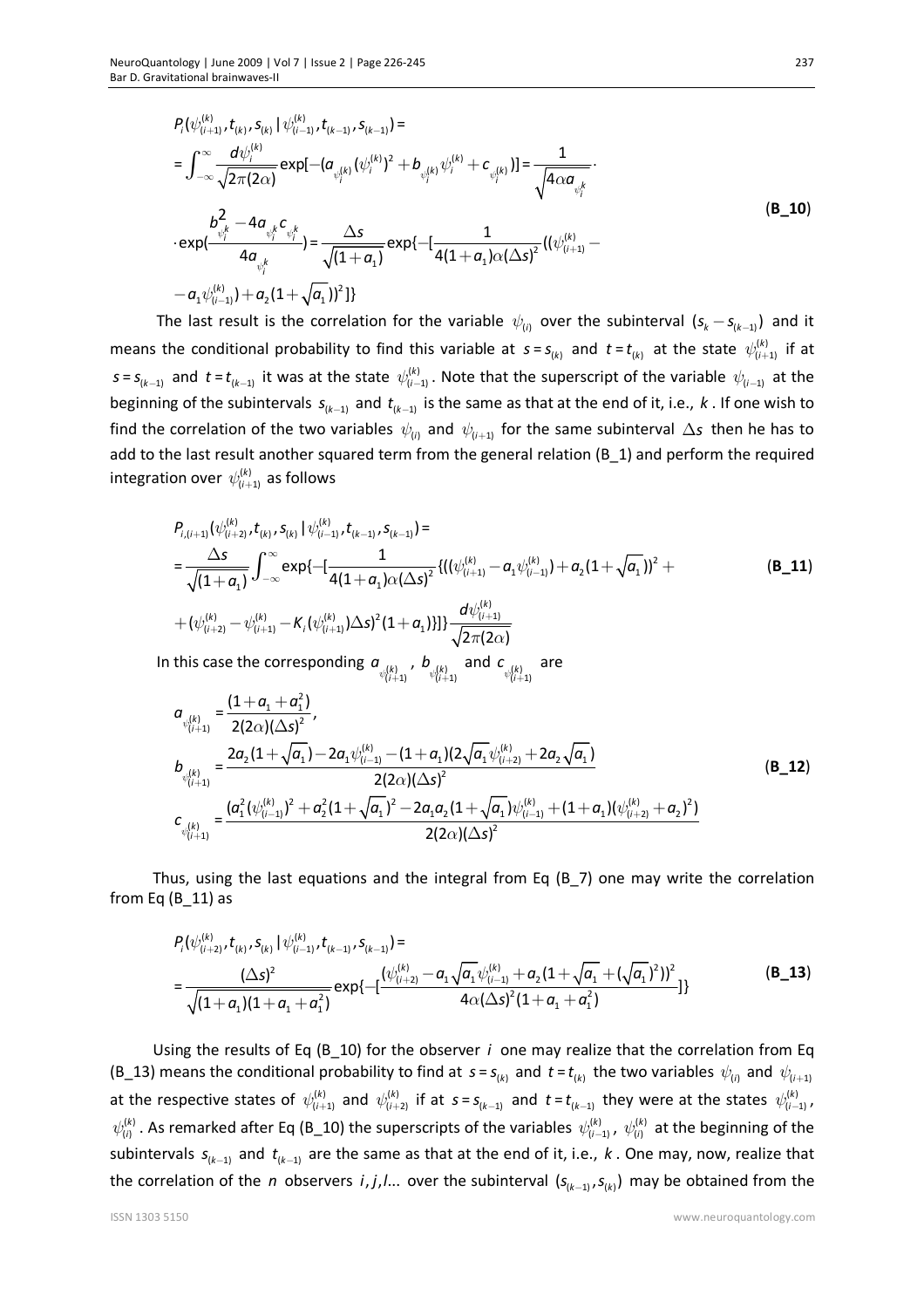$$
\begin{aligned}
&P_i(\psi_{(i+1)}^{(k)}, t_{(k)}, s_{(k)} \mid \psi_{(i-1)}^{(k)}, t_{(k-1)}, s_{(k-1)}) = \\
&= \int_{-\infty}^{\infty} \frac{d\psi_i^{(k)}}{\sqrt{2\pi(2\alpha)}} \exp[-(a_{\psi_i^{(k)}}(\psi_i^{(k)})^2 + b_{\psi_i^{(k)}}\psi_i^{(k)} + c_{\psi_i^{(k)}})] = \frac{1}{\sqrt{4\alpha a_{\psi_i^k}}} \cdot \\
&\cdot \exp(\frac{b_{\psi_i^k}^2 - 4a_{\psi_i^k} c_{\psi_i^k}}{4a_{\psi_i^k}}) = \frac{\Delta s}{\sqrt{(1+a_1)}} \exp\{-[\frac{1}{4(1+a_1)\alpha(\Delta s)^2}((\psi_{(i+1)}^{(k)} - \\
&- a_1\psi_{(i-1)}^{(k)}) + a_2(1+\sqrt{a_1}))^2]\}
\end{aligned} \qquad \textbf{(B\_10)}
$$

The last result is the correlation for the variable $\psi_{(i)}$ over the subinterval $(s_k - s_{(k-1)})$ and it means the conditional probability to find this variable at $s = s_{(k)}$ and $t = t_{(k)}$ at the state $\psi_{(i+1)}^{(k)}$ if at $s = s_{(k-1)}$ and $t = t_{(k-1)}$ it was at the state $\psi_{(i-1)}^{(k)}$. Note that the superscript of the variable $\psi_{(i-1)}$ at the beginning of the subintervals $s_{(k-1)}$ and $t_{(k-1)}$ is the same as that at the end of it, i.e., $k$. If one wish to find the correlation of the two variables $\psi_{(i)}$ and $\psi_{(i+1)}$ for the same subinterval $\Delta s$ then he has to add to the last result another squared term from the general relation (B_1) and perform the required integration over $\psi_{(i+1)}^{(k)}$ as follows

$$
\begin{aligned}
&P_{i,(i+1)}(\psi_{(i+2)}^{(k)}, t_{(k)}, s_{(k)} \mid \psi_{(i-1)}^{(k)}, t_{(k-1)}, s_{(k-1)}) = \\
&= \frac{\Delta s}{\sqrt{(1+a_1)}} \int_{-\infty}^{\infty} \exp\{-[\frac{1}{4(1+a_1)\alpha(\Delta s)^2}\{((\psi_{(i+1)}^{(k)} - a_1\psi_{(i-1)}^{(k)}) + a_2(1+\sqrt{a_1}))^2 + \\
&+ (\psi_{(i+2)}^{(k)} - \psi_{(i+1)}^{(k)} - K_i(\psi_{(i+1)}^{(k)})\Delta s)^2(1+a_1)\}]\} \frac{d\psi_{(i+1)}^{(k)}}{\sqrt{2\pi(2\alpha)}}
\end{aligned} \qquad \textbf{(B\_11)}
$$

In this case the corresponding $a_{\psi_{(i+1)}^{(k)}}$, $b_{\psi_{(i+1)}^{(k)}}$ and $c_{\psi_{(i+1)}^{(k)}}$ are

$$
\begin{aligned}
a_{\psi_{(i+1)}^{(k)}} &= \frac{(1+a_1+a_1^2)}{2(2\alpha)(\Delta s)^2}, \\
b_{\psi_{(i+1)}^{(k)}} &= \frac{2a_2(1+\sqrt{a_1}) - 2a_1\psi_{(i-1)}^{(k)} - (1+a_1)(2\sqrt{a_1}\psi_{(i+2)}^{(k)} + 2a_2\sqrt{a_1})}{2(2\alpha)(\Delta s)^2} \\
c_{\psi_{(i+1)}^{(k)}} &= \frac{(a_1^2(\psi_{(i-1)}^{(k)})^2 + a_2^2(1+\sqrt{a_1})^2 - 2a_1a_2(1+\sqrt{a_1})\psi_{(i-1)}^{(k)} + (1+a_1)(\psi_{(i+2)}^{(k)} + a_2)^2)}{2(2\alpha)(\Delta s)^2}
\end{aligned} \qquad \textbf{(B\_12)}
$$

Thus, using the last equations and the integral from Eq (B_7) one may write the correlation from Eq (B_11) as

$$
\begin{aligned}
&P_i(\psi_{(i+2)}^{(k)}, t_{(k)}, s_{(k)} \mid \psi_{(i-1)}^{(k)}, t_{(k-1)}, s_{(k-1)}) = \\
&= \frac{(\Delta s)^2}{\sqrt{(1+a_1)(1+a_1+a_1^2)}} \exp\{-[\frac{(\psi_{(i+2)}^{(k)} - a_1\sqrt{a_1}\psi_{(i-1)}^{(k)} + a_2(1+\sqrt{a_1}+(\sqrt{a_1})^2))^2}{4\alpha(\Delta s)^2(1+a_1+a_1^2)}]\}
\end{aligned} \qquad \textbf{(B\_13)}
$$

Using the results of Eq (B_10) for the observer $i$ one may realize that the correlation from Eq (B_13) means the conditional probability to find at $s = s_{(k)}$ and $t = t_{(k)}$ the two variables $\psi_{(i)}$ and $\psi_{(i+1)}$ at the respective states of $\psi_{(i+1)}^{(k)}$ and $\psi_{(i+2)}^{(k)}$ if at $s = s_{(k-1)}$ and $t = t_{(k-1)}$ they were at the states $\psi_{(i-1)}^{(k)}$, $\psi_{(i)}^{(k)}$. As remarked after Eq (B_10) the superscripts of the variables $\psi_{(i-1)}^{(k)}$, $\psi_{(i)}^{(k)}$ at the beginning of the subintervals $s_{(k-1)}$ and $t_{(k-1)}$ are the same as that at the end of it, i.e., $k$. One may, now, realize that the correlation of the $n$ observers $i, j, l...$ over the subinterval $(s_{(k-1)}, s_{(k)})$ may be obtained from the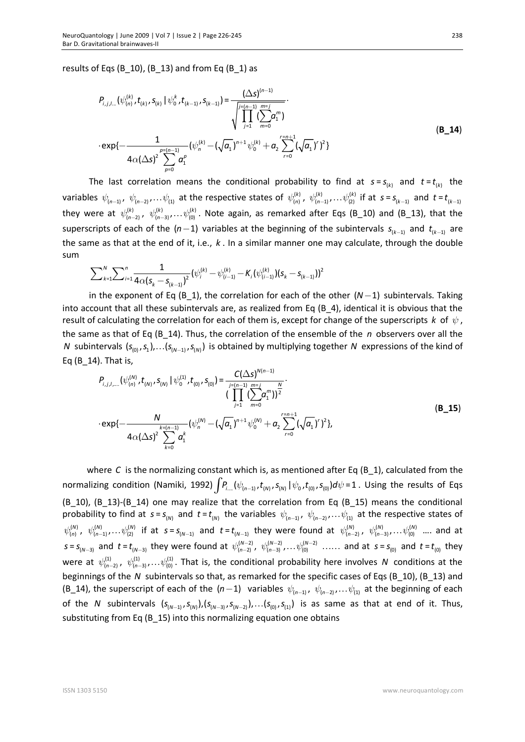results of Eqs (B_10), (B_13) and from Eq (B_1) as

$$P_{i,j,l\ldots}(\psi_{(n)}^{(k)},t_{(k)},s_{(k)}\,|\,\psi_0^k,t_{(k-1)},s_{(k-1)})=\frac{(\Delta s)^{(n-1)}}{\sqrt{\prod_{j=1}^{j=(n-1)}(\sum_{m=0}^{m=j}a_1^m)}}\cdot$$
$$\cdot\exp\{-\frac{1}{4\alpha(\Delta s)^2\sum_{p=0}^{p=(n-1)}a_1^p}(\psi_n^{(k)}-(\sqrt{a_1})^{n+1}\psi_0^{(k)}+a_2\sum_{r=0}^{r=n+1}(\sqrt{a_1})^r)^2\} \qquad \textbf{(B\_14)}$$

The last correlation means the conditional probability to find at $s=s_{(k)}$ and $t=t_{(k)}$ the variables $\psi_{(n-1)}$, $\psi_{(n-2)},\ldots\psi_{(1)}$ at the respective states of $\psi_{(n)}^{(k)}$, $\psi_{(n-1)}^{(k)},\ldots\psi_{(2)}^{(k)}$ if at $s=s_{(k-1)}$ and $t=t_{(k-1)}$ they were at $\psi_{(n-2)}^{(k)}$, $\psi_{(n-3)}^{(k)},\ldots\psi_{(0)}^{(k)}$. Note again, as remarked after Eqs (B_10) and (B_13), that the superscripts of each of the $(n-1)$ variables at the beginning of the subintervals $s_{(k-1)}$ and $t_{(k-1)}$ are the same as that at the end of it, i.e., $k$. In a similar manner one may calculate, through the double sum

$$\sum_{k=1}^{N}\sum_{i=1}^{n}\frac{1}{4\alpha(s_k-s_{(k-1)})^2}(\psi_i^{(k)}-\psi_{(i-1)}^{(k)}-K_i(\psi_{(i-1)}^{(k)})(s_k-s_{(k-1)}))^2$$

in the exponent of Eq (B_1), the correlation for each of the other $(N-1)$ subintervals. Taking into account that all these subintervals are, as realized from Eq (B_4), identical it is obvious that the result of calculating the correlation for each of them is, except for change of the superscripts $k$ of $\psi$, the same as that of Eq (B_14). Thus, the correlation of the ensemble of the $n$ observers over all the $N$ subintervals $(s_{(0)},s_1),\ldots(s_{(N-1)},s_{(N)})$ is obtained by multiplying together $N$ expressions of the kind of Eq (B_14). That is,

$$P_{i,j,l,\ldots}(\psi_{(n)}^{(N)},t_{(N)},s_{(N)}\,|\,\psi_0^{(1)},t_{(0)},s_{(0)})=\frac{C(\Delta s)^{N(n-1)}}{(\prod_{j=1}^{j=(n-1)}(\sum_{m=0}^{m=j}a_1^m))^{\frac{N}{2}}}\cdot$$
$$\cdot\exp\{-\frac{N}{4\alpha(\Delta s)^2\sum_{k=0}^{k=(n-1)}a_1^k}(\psi_n^{(N)}-(\sqrt{a_1})^{n+1}\psi_0^{(N)}+a_2\sum_{r=0}^{r=n+1}(\sqrt{a_1})^r)^2\}, \qquad \textbf{(B\_15)}$$

where $C$ is the normalizing constant which is, as mentioned after Eq (B_1), calculated from the normalizing condition (Namiki, 1992) $\int P_{i,\ldots}(\psi_{(n-1)},t_{(N)},s_{(N)}\,|\,\psi_0,t_{(0)},s_{(0)})d\psi=1$. Using the results of Eqs (B_10), (B_13)-(B_14) one may realize that the correlation from Eq (B_15) means the conditional probability to find at $s=s_{(N)}$ and $t=t_{(N)}$ the variables $\psi_{(n-1)}$, $\psi_{(n-2)},\ldots\psi_{(1)}$ at the respective states of $\psi_{(n)}^{(N)}$, $\psi_{(n-1)}^{(N)},\ldots\psi_{(2)}^{(N)}$ if at $s=s_{(N-1)}$ and $t=t_{(N-1)}$ they were found at $\psi_{(n-2)}^{(N)}$, $\psi_{(n-3)}^{(N)},\ldots\psi_{(0)}^{(N)}$ …. and at $s=s_{(N-3)}$ and $t=t_{(N-3)}$ they were found at $\psi_{(n-2)}^{(N-2)}$, $\psi_{(n-3)}^{(N-2)},\ldots\psi_{(0)}^{(N-2)}$ …… and at $s=s_{(0)}$ and $t=t_{(0)}$ they were at $\psi_{(n-2)}^{(1)}$, $\psi_{(n-3)}^{(1)},\ldots\psi_{(0)}^{(1)}$. That is, the conditional probability here involves $N$ conditions at the beginnings of the $N$ subintervals so that, as remarked for the specific cases of Eqs (B_10), (B_13) and (B_14), the superscript of each of the $(n-1)$ variables $\psi_{(n-1)}$, $\psi_{(n-2)},\ldots\psi_{(1)}$ at the beginning of each of the $N$ subintervals $(s_{(N-1)},s_{(N)}),(s_{(N-3)},s_{(N-2)}),\ldots(s_{(0)},s_{(1)})$ is as same as that at end of it. Thus, substituting from Eq (B_15) into this normalizing equation one obtains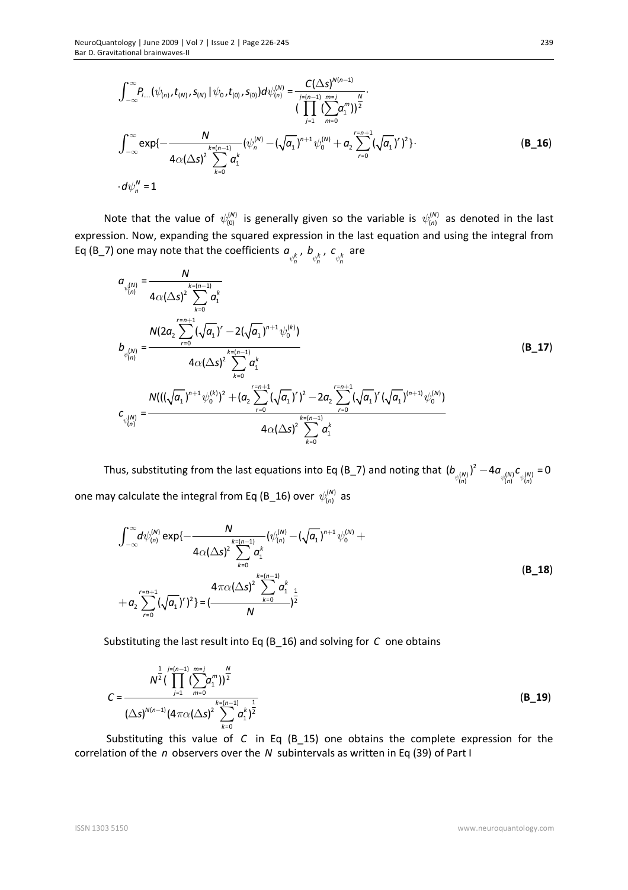$$\int_{-\infty}^{\infty} P_{i....}(\psi_{(n)}, t_{(N)}, s_{(N)} \mid \psi_0, t_{(0)}, s_{(0)}) d\psi_{(n)}^{(N)} = \frac{C(\Delta s)^{N(n-1)}}{(\prod_{j=1}^{j=(n-1)} (\sum_{m=0}^{m=j} a_1^m))^{\frac{N}{2}}} \cdot$$

$$\int_{-\infty}^{\infty} \exp\{-\frac{N}{4\alpha(\Delta s)^2 \sum_{k=0}^{k=(n-1)} a_1^k} (\psi_n^{(N)} - (\sqrt{a_1})^{n+1} \psi_0^{(N)} + a_2 \sum_{r=0}^{r=n+1} (\sqrt{a_1})^r)^2\} \cdot \tag{B_16}$$

$$\cdot d\psi_n^N = 1$$

Note that the value of $\psi_{(0)}^{(N)}$ is generally given so the variable is $\psi_{(n)}^{(N)}$ as denoted in the last expression. Now, expanding the squared expression in the last equation and using the integral from Eq (B_7) one may note that the coefficients $a_{\psi_n^k}$, $b_{\psi_n^k}$, $c_{\psi_n^k}$ are

$$a_{\psi_{(n)}^{(N)}} = \frac{N}{4\alpha(\Delta s)^2 \sum_{k=0}^{k=(n-1)} a_1^k}$$

$$b_{\psi_{(n)}^{(N)}} = \frac{N(2a_2 \sum_{r=0}^{r=n+1} (\sqrt{a_1})^r - 2(\sqrt{a_1})^{n+1} \psi_0^{(k)})}{4\alpha(\Delta s)^2 \sum_{k=0}^{k=(n-1)} a_1^k} \tag{B_17}$$

$$c_{\psi_{(n)}^{(N)}} = \frac{N(((\sqrt{a_1})^{n+1} \psi_0^{(k)})^2 + (a_2 \sum_{r=0}^{r=n+1} (\sqrt{a_1})^r)^2 - 2a_2 \sum_{r=0}^{r=n+1} (\sqrt{a_1})^r (\sqrt{a_1})^{(n+1)} \psi_0^{(N)})}{4\alpha(\Delta s)^2 \sum_{k=0}^{k=(n-1)} a_1^k}$$

Thus, substituting from the last equations into Eq (B_7) and noting that $(b_{\psi_{(n)}^{(N)}})^2 - 4a_{\psi_{(n)}^{(N)}} c_{\psi_{(n)}^{(N)}} = 0$ one may calculate the integral from Eq (B_16) over $\psi_{(n)}^{(N)}$ as

$$\int_{-\infty}^{\infty} d\psi_{(n)}^{(N)} \exp\{-\frac{N}{4\alpha(\Delta s)^2 \sum_{k=0}^{k=(n-1)} a_1^k} (\psi_{(n)}^{(N)} - (\sqrt{a_1})^{n+1} \psi_0^{(N)} +$$

$$+ a_2 \sum_{r=0}^{r=n+1} (\sqrt{a_1})^r)^2\} = (\frac{4\pi\alpha(\Delta s)^2 \sum_{k=0}^{k=(n-1)} a_1^k}{N})^{\frac{1}{2}} \tag{B_18}$$

Substituting the last result into Eq (B_16) and solving for $C$ one obtains

$$C = \frac{N^{\frac{1}{2}} (\prod_{j=1}^{j=(n-1)} (\sum_{m=0}^{m=j} a_1^m))^{\frac{N}{2}}}{(\Delta s)^{N(n-1)} (4\pi\alpha(\Delta s)^2 \sum_{k=0}^{k=(n-1)} a_1^k)^{\frac{1}{2}}} \tag{B_19}$$

Substituting this value of $C$ in Eq (B_15) one obtains the complete expression for the correlation of the $n$ observers over the $N$ subintervals as written in Eq (39) of Part I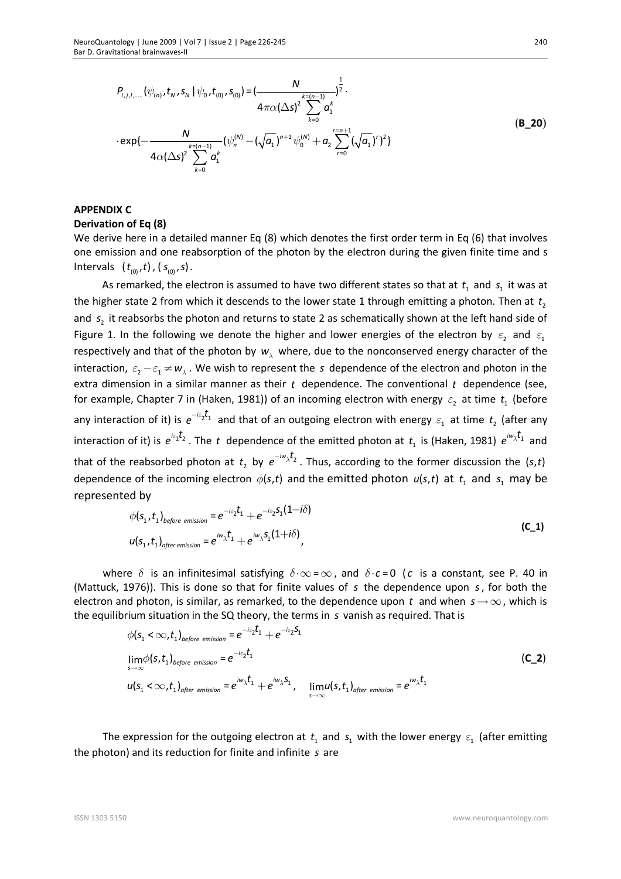$$P_{i,j,l,....}(\psi_{(n)},t_N,s_N \mid \psi_0,t_{(0)},s_{(0)}) = \left(\frac{N}{4\pi\alpha(\Delta s)^2 \sum_{k=0}^{k=(n-1)} a_1^k}\right)^{\frac{1}{2}} \cdot$$

$$\cdot \exp\{-\frac{N}{4\alpha(\Delta s)^2 \sum_{k=0}^{k=(n-1)} a_1^k}(\psi_n^{(N)} - (\sqrt{a_1})^{n+1}\psi_0^{(N)} + a_2 \sum_{r=0}^{r=n+1}(\sqrt{a_1})^r)^2\} \quad \textbf{(B\_20)}$$

## APPENDIX C

### Derivation of Eq (8)

We derive here in a detailed manner Eq (8) which denotes the first order term in Eq (6) that involves one emission and one reabsorption of the photon by the electron during the given finite time and s Intervals $(t_{(0)},t)$, $(s_{(0)},s)$.

As remarked, the electron is assumed to have two different states so that at $t_1$ and $s_1$ it was at the higher state 2 from which it descends to the lower state 1 through emitting a photon. Then at $t_2$ and $s_2$ it reabsorbs the photon and returns to state 2 as schematically shown at the left hand side of Figure 1. In the following we denote the higher and lower energies of the electron by $\varepsilon_2$ and $\varepsilon_1$ respectively and that of the photon by $w_\lambda$ where, due to the nonconserved energy character of the interaction, $\varepsilon_2 - \varepsilon_1 \neq w_\lambda$. We wish to represent the $s$ dependence of the electron and photon in the extra dimension in a similar manner as their $t$ dependence. The conventional $t$ dependence (see, for example, Chapter 7 in (Haken, 1981)) of an incoming electron with energy $\varepsilon_2$ at time $t_1$ (before any interaction of it) is $e^{-i\varepsilon_2 t_1}$ and that of an outgoing electron with energy $\varepsilon_1$ at time $t_2$ (after any interaction of it) is $e^{i\varepsilon_1 t_2}$. The $t$ dependence of the emitted photon at $t_1$ is (Haken, 1981) $e^{iw_\lambda t_1}$ and that of the reabsorbed photon at $t_2$ by $e^{-iw_\lambda t_2}$. Thus, according to the former discussion the $(s,t)$ dependence of the incoming electron $\phi(s,t)$ and the emitted photon $u(s,t)$ at $t_1$ and $s_1$ may be represented by

$$\begin{aligned}
\phi(s_1,t_1)_{before\ emission} &= e^{-i\varepsilon_2 t_1} + e^{-i\varepsilon_2 s_1(1-i\delta)} \\
u(s_1,t_1)_{after\ emission} &= e^{iw_\lambda t_1} + e^{iw_\lambda s_1(1+i\delta)},
\end{aligned} \quad \textbf{(C\_1)}$$

where $\delta$ is an infinitesimal satisfying $\delta \cdot \infty = \infty$, and $\delta \cdot c = 0$ ($c$ is a constant, see P. 40 in (Mattuck, 1976)). This is done so that for finite values of $s$ the dependence upon $s$, for both the electron and photon, is similar, as remarked, to the dependence upon $t$ and when $s \to \infty$, which is the equilibrium situation in the SQ theory, the terms in $s$ vanish as required. That is

$$\begin{aligned}
&\phi(s_1 < \infty, t_1)_{before\ emission} = e^{-i\varepsilon_2 t_1} + e^{-i\varepsilon_2 s_1} \\
&\lim_{s\to\infty}\phi(s,t_1)_{before\ emission} = e^{-i\varepsilon_2 t_1} \\
&u(s_1 < \infty, t_1)_{after\ emission} = e^{iw_\lambda t_1} + e^{iw_\lambda s_1}, \quad \lim_{s\to\infty} u(s,t_1)_{after\ emission} = e^{iw_\lambda t_1}
\end{aligned} \quad \textbf{(C\_2)}$$

The expression for the outgoing electron at $t_1$ and $s_1$ with the lower energy $\varepsilon_1$ (after emitting the photon) and its reduction for finite and infinite $s$ are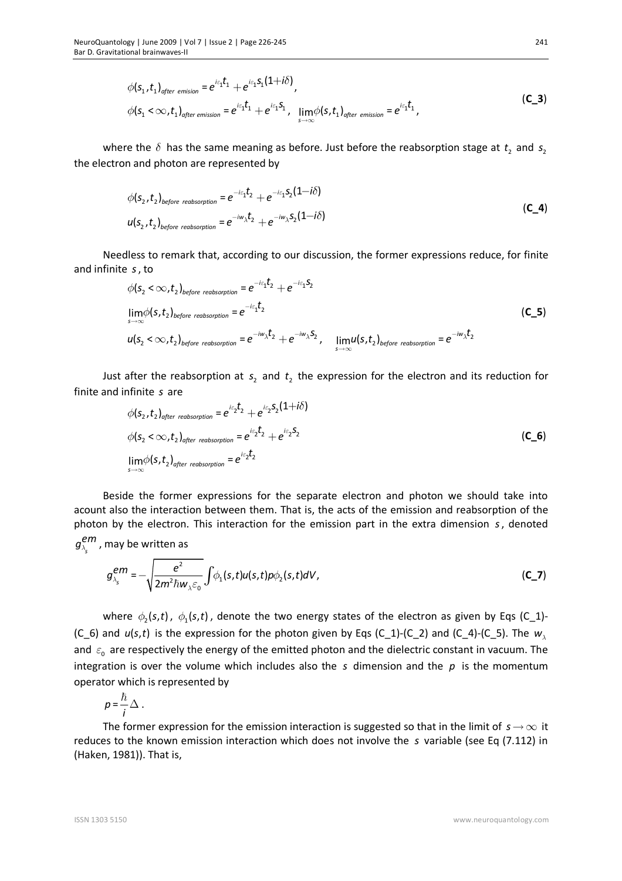$$\phi(s_1,t_1)_{after\ emission} = e^{i\varepsilon_1 t_1} + e^{i\varepsilon_1 s_1(1+i\delta)},$$
$$\phi(s_1<\infty,t_1)_{after\ emission} = e^{i\varepsilon_1 t_1} + e^{i\varepsilon_1 s_1}, \quad \lim_{s\to\infty}\phi(s,t_1)_{after\ emission} = e^{i\varepsilon_1 t_1}, \qquad \textbf{(C\_3)}$$

where the $\delta$ has the same meaning as before. Just before the reabsorption stage at $t_2$ and $s_2$ the electron and photon are represented by

$$\phi(s_2,t_2)_{before\ reabsorption} = e^{-i\varepsilon_1 t_2} + e^{-i\varepsilon_1 s_2(1-i\delta)}$$
$$u(s_2,t_2)_{before\ reabsorption} = e^{-iw_\lambda t_2} + e^{-iw_\lambda s_2(1-i\delta)} \qquad \textbf{(C\_4)}$$

Needless to remark that, according to our discussion, the former expressions reduce, for finite and infinite $s$, to

$$\phi(s_2<\infty,t_2)_{before\ reabsorption} = e^{-i\varepsilon_1 t_2} + e^{-i\varepsilon_1 s_2}$$
$$\lim_{s\to\infty}\phi(s,t_2)_{before\ reabsorption} = e^{-i\varepsilon_1 t_2} \qquad \textbf{(C\_5)}$$
$$u(s_2<\infty,t_2)_{before\ reabsorption} = e^{-iw_\lambda t_2} + e^{-iw_\lambda s_2}, \quad \lim_{s\to\infty}u(s,t_2)_{before\ reabsorption} = e^{-iw_\lambda t_2}$$

Just after the reabsorption at $s_2$ and $t_2$ the expression for the electron and its reduction for finite and infinite $s$ are

$$\phi(s_2,t_2)_{after\ reabsorption} = e^{i\varepsilon_2 t_2} + e^{i\varepsilon_2 s_2(1+i\delta)}$$
$$\phi(s_2<\infty,t_2)_{after\ reabsorption} = e^{i\varepsilon_2 t_2} + e^{i\varepsilon_2 s_2} \qquad \textbf{(C\_6)}$$
$$\lim_{s\to\infty}\phi(s,t_2)_{after\ reabsorption} = e^{i\varepsilon_2 t_2}$$

Beside the former expressions for the separate electron and photon we should take into acount also the interaction between them. That is, the acts of the emission and reabsorption of the photon by the electron. This interaction for the emission part in the extra dimension $s$, denoted $g^{em}_{\lambda_s}$, may be written as

$$g^{em}_{\lambda_s} = -\sqrt{\frac{e^2}{2m^2\hbar w_\lambda \varepsilon_0}}\int \phi_1(s,t)u(s,t)p\phi_2(s,t)dV, \qquad \textbf{(C\_7)}$$

where $\phi_2(s,t)$, $\phi_1(s,t)$, denote the two energy states of the electron as given by Eqs (C_1)-(C_6) and $u(s,t)$ is the expression for the photon given by Eqs (C_1)-(C_2) and (C_4)-(C_5). The $w_\lambda$ and $\varepsilon_0$ are respectively the energy of the emitted photon and the dielectric constant in vacuum. The integration is over the volume which includes also the $s$ dimension and the $p$ is the momentum operator which is represented by

$$p = \frac{\hbar}{i}\Delta\ .$$

The former expression for the emission interaction is suggested so that in the limit of $s\to\infty$ it reduces to the known emission interaction which does not involve the $s$ variable (see Eq (7.112) in (Haken, 1981)). That is,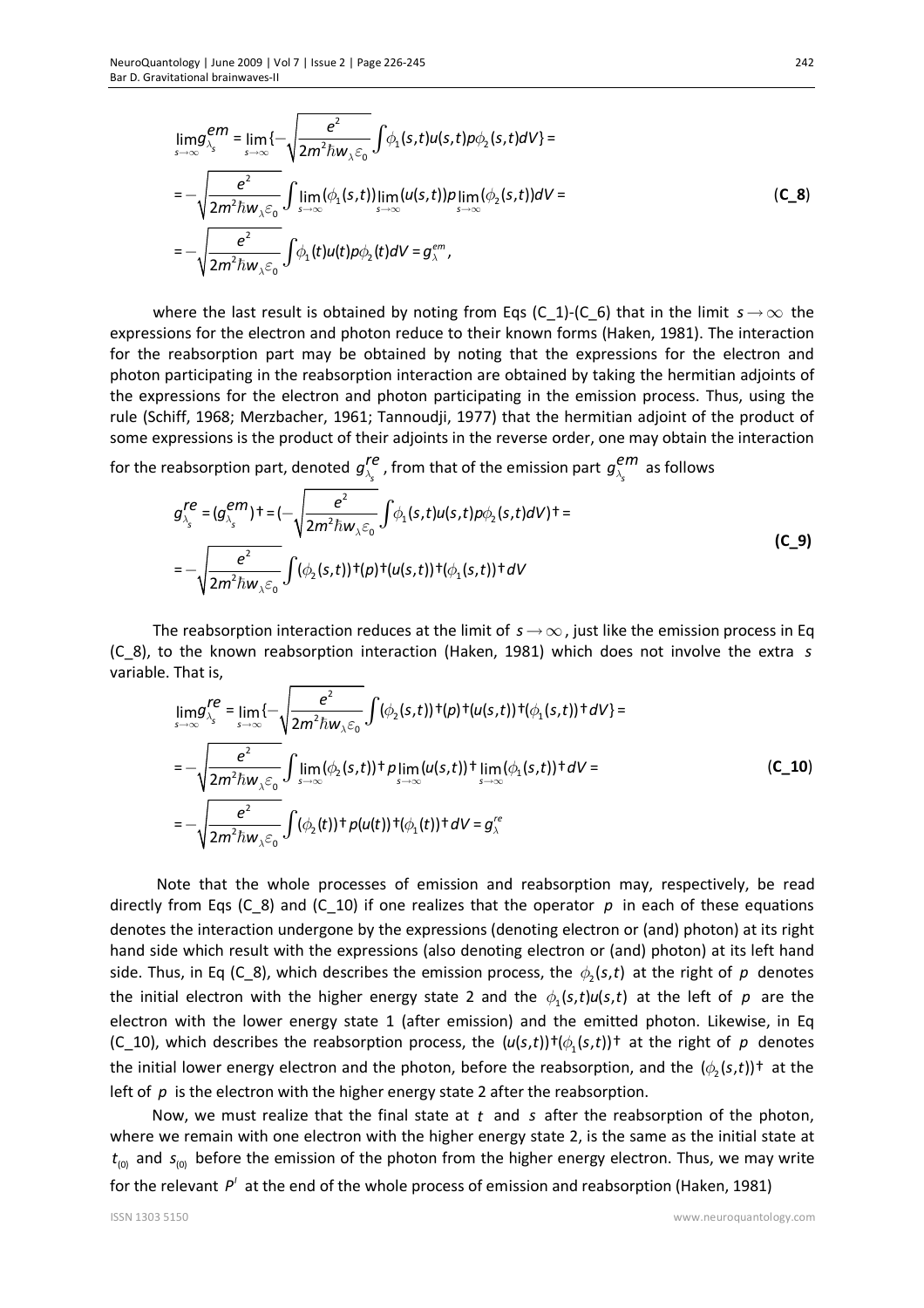$$
\begin{aligned}
\lim_{s\to\infty} g_{\lambda_s}^{em} &= \lim_{s\to\infty}\{-\sqrt{\frac{e^2}{2m^2\hbar w_\lambda \varepsilon_0}}\int \phi_1(s,t)u(s,t)p\phi_2(s,t)dV\} = \\
&= -\sqrt{\frac{e^2}{2m^2\hbar w_\lambda \varepsilon_0}}\int \lim_{s\to\infty}(\phi_1(s,t))\lim_{s\to\infty}(u(s,t))p\lim_{s\to\infty}(\phi_2(s,t))dV = \\
&= -\sqrt{\frac{e^2}{2m^2\hbar w_\lambda \varepsilon_0}}\int \phi_1(t)u(t)p\phi_2(t)dV = g_\lambda^{em},
\end{aligned}
\qquad \textbf{(C\_8)}
$$

where the last result is obtained by noting from Eqs (C_1)-(C_6) that in the limit $s \to \infty$ the expressions for the electron and photon reduce to their known forms (Haken, 1981). The interaction for the reabsorption part may be obtained by noting that the expressions for the electron and photon participating in the reabsorption interaction are obtained by taking the hermitian adjoints of the expressions for the electron and photon participating in the emission process. Thus, using the rule (Schiff, 1968; Merzbacher, 1961; Tannoudji, 1977) that the hermitian adjoint of the product of some expressions is the product of their adjoints in the reverse order, one may obtain the interaction for the reabsorption part, denoted $g_{\lambda_s}^{re}$, from that of the emission part $g_{\lambda_s}^{em}$ as follows

$$
\begin{aligned}
g_{\lambda_s}^{re} &= (g_{\lambda_s}^{em})^\dagger = (-\sqrt{\frac{e^2}{2m^2\hbar w_\lambda \varepsilon_0}}\int \phi_1(s,t)u(s,t)p\phi_2(s,t)dV)^\dagger = \\
&= -\sqrt{\frac{e^2}{2m^2\hbar w_\lambda \varepsilon_0}}\int (\phi_2(s,t))^\dagger(p)^\dagger(u(s,t))^\dagger(\phi_1(s,t))^\dagger dV
\end{aligned}
\qquad \textbf{(C\_9)}
$$

The reabsorption interaction reduces at the limit of $s \to \infty$, just like the emission process in Eq (C_8), to the known reabsorption interaction (Haken, 1981) which does not involve the extra $s$ variable. That is,

$$
\begin{aligned}
\lim_{s\to\infty} g_{\lambda_s}^{re} &= \lim_{s\to\infty}\{-\sqrt{\frac{e^2}{2m^2\hbar w_\lambda \varepsilon_0}}\int (\phi_2(s,t))^\dagger(p)^\dagger(u(s,t))^\dagger(\phi_1(s,t))^\dagger dV\} = \\
&= -\sqrt{\frac{e^2}{2m^2\hbar w_\lambda \varepsilon_0}}\int \lim_{s\to\infty}(\phi_2(s,t))^\dagger p\lim_{s\to\infty}(u(s,t))^\dagger \lim_{s\to\infty}(\phi_1(s,t))^\dagger dV = \\
&= -\sqrt{\frac{e^2}{2m^2\hbar w_\lambda \varepsilon_0}}\int (\phi_2(t))^\dagger p(u(t))^\dagger(\phi_1(t))^\dagger dV = g_\lambda^{re}
\end{aligned}
\qquad \textbf{(C\_10)}
$$

Note that the whole processes of emission and reabsorption may, respectively, be read directly from Eqs (C_8) and (C_10) if one realizes that the operator $p$ in each of these equations denotes the interaction undergone by the expressions (denoting electron or (and) photon) at its right hand side which result with the expressions (also denoting electron or (and) photon) at its left hand side. Thus, in Eq (C_8), which describes the emission process, the $\phi_2(s,t)$ at the right of $p$ denotes the initial electron with the higher energy state 2 and the $\phi_1(s,t)u(s,t)$ at the left of $p$ are the electron with the lower energy state 1 (after emission) and the emitted photon. Likewise, in Eq (C_10), which describes the reabsorption process, the $(u(s,t))^\dagger(\phi_1(s,t))^\dagger$ at the right of $p$ denotes the initial lower energy electron and the photon, before the reabsorption, and the $(\phi_2(s,t))^\dagger$ at the left of $p$ is the electron with the higher energy state 2 after the reabsorption.

Now, we must realize that the final state at $t$ and $s$ after the reabsorption of the photon, where we remain with one electron with the higher energy state 2, is the same as the initial state at $t_{(0)}$ and $s_{(0)}$ before the emission of the photon from the higher energy electron. Thus, we may write for the relevant $P^I$ at the end of the whole process of emission and reabsorption (Haken, 1981)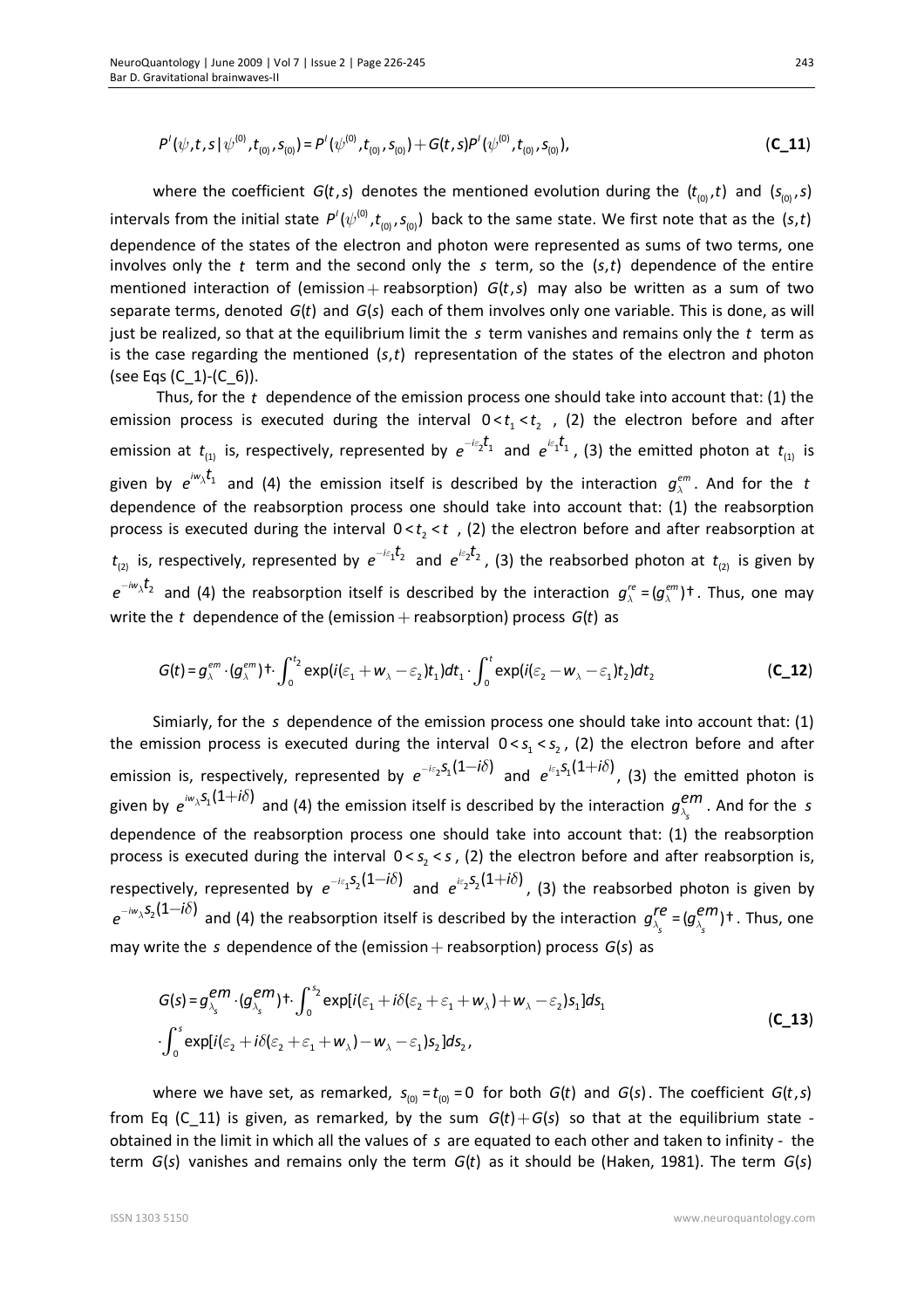$$P^I(\psi, t, s \mid \psi^{(0)}, t_{(0)}, s_{(0)}) = P^I(\psi^{(0)}, t_{(0)}, s_{(0)}) + G(t,s) P^I(\psi^{(0)}, t_{(0)}, s_{(0)}), \qquad \textbf{(C\_11)}$$

where the coefficient $G(t,s)$ denotes the mentioned evolution during the $(t_{(0)}, t)$ and $(s_{(0)}, s)$ intervals from the initial state $P^I(\psi^{(0)}, t_{(0)}, s_{(0)})$ back to the same state. We first note that as the $(s,t)$ dependence of the states of the electron and photon were represented as sums of two terms, one involves only the $t$ term and the second only the $s$ term, so the $(s,t)$ dependence of the entire mentioned interaction of (emission $+$ reabsorption) $G(t,s)$ may also be written as a sum of two separate terms, denoted $G(t)$ and $G(s)$ each of them involves only one variable. This is done, as will just be realized, so that at the equilibrium limit the $s$ term vanishes and remains only the $t$ term as is the case regarding the mentioned $(s,t)$ representation of the states of the electron and photon (see Eqs (C_1)-(C_6)).

Thus, for the $t$ dependence of the emission process one should take into account that: (1) the emission process is executed during the interval $0 < t_1 < t_2$ , (2) the electron before and after emission at $t_{(1)}$ is, respectively, represented by $e^{-i\varepsilon_2 t_1}$ and $e^{i\varepsilon_1 t_1}$, (3) the emitted photon at $t_{(1)}$ is given by $e^{iw_\lambda t_1}$ and (4) the emission itself is described by the interaction $g_\lambda^{em}$. And for the $t$ dependence of the reabsorption process one should take into account that: (1) the reabsorption process is executed during the interval $0 < t_2 < t$ , (2) the electron before and after reabsorption at $t_{(2)}$ is, respectively, represented by $e^{-i\varepsilon_1 t_2}$ and $e^{i\varepsilon_2 t_2}$, (3) the reabsorbed photon at $t_{(2)}$ is given by $e^{-iw_\lambda t_2}$ and (4) the reabsorption itself is described by the interaction $g_\lambda^{re} = (g_\lambda^{em})\dagger$. Thus, one may write the $t$ dependence of the (emission $+$ reabsorption) process $G(t)$ as

$$G(t) = g_\lambda^{em} \cdot (g_\lambda^{em})\dagger \cdot \int_0^{t_2} \exp(i(\varepsilon_1 + w_\lambda - \varepsilon_2) t_1) dt_1 \cdot \int_0^{t} \exp(i(\varepsilon_2 - w_\lambda - \varepsilon_1) t_2) dt_2 \qquad \textbf{(C\_12)}$$

Simiarly, for the $s$ dependence of the emission process one should take into account that: (1) the emission process is executed during the interval $0 < s_1 < s_2$, (2) the electron before and after emission is, respectively, represented by $e^{-i\varepsilon_2 s_1(1-i\delta)}$ and $e^{i\varepsilon_1 s_1(1+i\delta)}$, (3) the emitted photon is given by $e^{iw_\lambda s_1(1+i\delta)}$ and (4) the emission itself is described by the interaction $g_{\lambda_s}^{em}$. And for the $s$ dependence of the reabsorption process one should take into account that: (1) the reabsorption process is executed during the interval $0 < s_2 < s$, (2) the electron before and after reabsorption is, respectively, represented by $e^{-i\varepsilon_1 s_2(1-i\delta)}$ and $e^{i\varepsilon_2 s_2(1+i\delta)}$, (3) the reabsorbed photon is given by $e^{-iw_\lambda s_2(1-i\delta)}$ and (4) the reabsorption itself is described by the interaction $g_{\lambda_s}^{re} = (g_{\lambda_s}^{em})\dagger$. Thus, one may write the $s$ dependence of the (emission $+$ reabsorption) process $G(s)$ as

$$G(s) = g_{\lambda_s}^{em} \cdot (g_{\lambda_s}^{em})\dagger \cdot \int_0^{s_2} \exp[i(\varepsilon_1 + i\delta(\varepsilon_2 + \varepsilon_1 + w_\lambda) + w_\lambda - \varepsilon_2) s_1] ds_1$$
$$\cdot \int_0^{s} \exp[i(\varepsilon_2 + i\delta(\varepsilon_2 + \varepsilon_1 + w_\lambda) - w_\lambda - \varepsilon_1) s_2] ds_2, \qquad \textbf{(C\_13)}$$

where we have set, as remarked, $s_{(0)} = t_{(0)} = 0$ for both $G(t)$ and $G(s)$. The coefficient $G(t,s)$ from Eq (C_11) is given, as remarked, by the sum $G(t) + G(s)$ so that at the equilibrium state - obtained in the limit in which all the values of $s$ are equated to each other and taken to infinity - the term $G(s)$ vanishes and remains only the term $G(t)$ as it should be (Haken, 1981). The term $G(s)$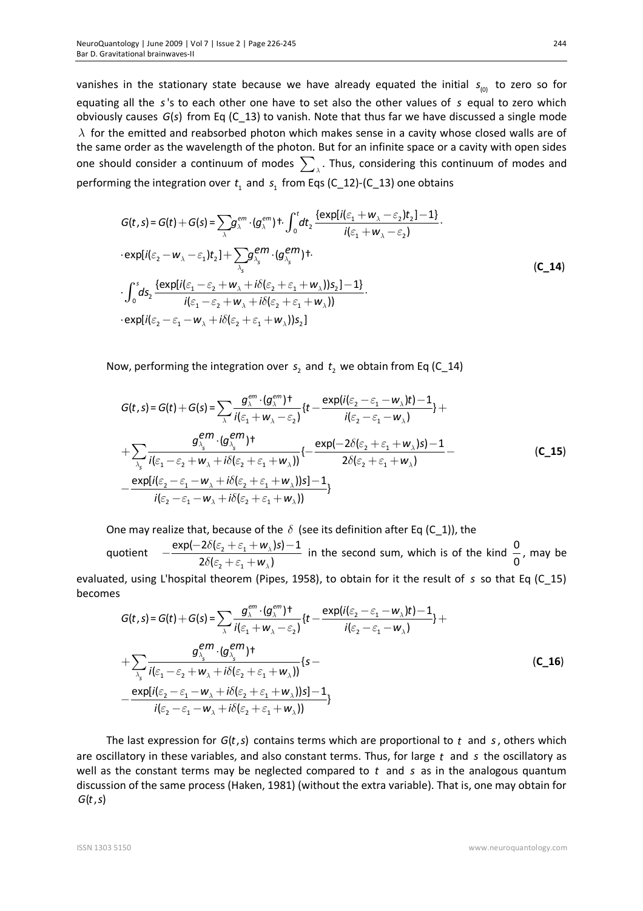vanishes in the stationary state because we have already equated the initial $s_{(0)}$ to zero so for equating all the $s$'s to each other one have to set also the other values of $s$ equal to zero which obviously causes $G(s)$ from Eq (C_13) to vanish. Note that thus far we have discussed a single mode $\lambda$ for the emitted and reabsorbed photon which makes sense in a cavity whose closed walls are of the same order as the wavelength of the photon. But for an infinite space or a cavity with open sides one should consider a continuum of modes $\sum_{\lambda}$. Thus, considering this continuum of modes and performing the integration over $t_1$ and $s_1$ from Eqs (C_12)-(C_13) one obtains

$$
\begin{aligned}
G(t,s) = G(t) + G(s) = &\sum_{\lambda} g_{\lambda}^{em} \cdot (g_{\lambda}^{em})^{\dagger} \cdot \int_0^t dt_2 \frac{\{\exp[i(\varepsilon_1 + w_{\lambda} - \varepsilon_2)t_2] - 1\}}{i(\varepsilon_1 + w_{\lambda} - \varepsilon_2)} \cdot \\
&\cdot \exp[i(\varepsilon_2 - w_{\lambda} - \varepsilon_1)t_2] + \sum_{\lambda_s} g_{\lambda_s}^{em} \cdot (g_{\lambda_s}^{em})^{\dagger} \cdot \\
&\cdot \int_0^s ds_2 \frac{\{\exp[i(\varepsilon_1 - \varepsilon_2 + w_{\lambda} + i\delta(\varepsilon_2 + \varepsilon_1 + w_{\lambda}))s_2] - 1\}}{i(\varepsilon_1 - \varepsilon_2 + w_{\lambda} + i\delta(\varepsilon_2 + \varepsilon_1 + w_{\lambda}))} \cdot \\
&\cdot \exp[i(\varepsilon_2 - \varepsilon_1 - w_{\lambda} + i\delta(\varepsilon_2 + \varepsilon_1 + w_{\lambda}))s_2]
\end{aligned} \quad \textbf{(C\_14)}
$$

Now, performing the integration over $s_2$ and $t_2$ we obtain from Eq (C_14)

$$
\begin{aligned}
G(t,s) = G(t) + G(s) = &\sum_{\lambda} \frac{g_{\lambda}^{em} \cdot (g_{\lambda}^{em})^{\dagger}}{i(\varepsilon_1 + w_{\lambda} - \varepsilon_2)} \{t - \frac{\exp(i(\varepsilon_2 - \varepsilon_1 - w_{\lambda})t) - 1}{i(\varepsilon_2 - \varepsilon_1 - w_{\lambda})}\} + \\
&+ \sum_{\lambda_s} \frac{g_{\lambda_s}^{em} \cdot (g_{\lambda_s}^{em})^{\dagger}}{i(\varepsilon_1 - \varepsilon_2 + w_{\lambda} + i\delta(\varepsilon_2 + \varepsilon_1 + w_{\lambda}))} \{ - \frac{\exp(-2\delta(\varepsilon_2 + \varepsilon_1 + w_{\lambda})s) - 1}{2\delta(\varepsilon_2 + \varepsilon_1 + w_{\lambda})} - \\
&- \frac{\exp[i(\varepsilon_2 - \varepsilon_1 - w_{\lambda} + i\delta(\varepsilon_2 + \varepsilon_1 + w_{\lambda}))s] - 1}{i(\varepsilon_2 - \varepsilon_1 - w_{\lambda} + i\delta(\varepsilon_2 + \varepsilon_1 + w_{\lambda}))}\}
\end{aligned} \quad \textbf{(C\_15)}
$$

One may realize that, because of the $\delta$ (see its definition after Eq (C_1)), the quotient $-\frac{\exp(-2\delta(\varepsilon_2 + \varepsilon_1 + w_{\lambda})s) - 1}{2\delta(\varepsilon_2 + \varepsilon_1 + w_{\lambda})}$ in the second sum, which is of the kind $\frac{0}{0}$, may be evaluated, using L'hospital theorem (Pipes, 1958), to obtain for it the result of $s$ so that Eq (C_15) becomes

$$
\begin{aligned}
G(t,s) = G(t) + G(s) = &\sum_{\lambda} \frac{g_{\lambda}^{em} \cdot (g_{\lambda}^{em})^{\dagger}}{i(\varepsilon_1 + w_{\lambda} - \varepsilon_2)} \{t - \frac{\exp(i(\varepsilon_2 - \varepsilon_1 - w_{\lambda})t) - 1}{i(\varepsilon_2 - \varepsilon_1 - w_{\lambda})}\} + \\
&+ \sum_{\lambda_s} \frac{g_{\lambda_s}^{em} \cdot (g_{\lambda_s}^{em})^{\dagger}}{i(\varepsilon_1 - \varepsilon_2 + w_{\lambda} + i\delta(\varepsilon_2 + \varepsilon_1 + w_{\lambda}))} \{s - \\
&- \frac{\exp[i(\varepsilon_2 - \varepsilon_1 - w_{\lambda} + i\delta(\varepsilon_2 + \varepsilon_1 + w_{\lambda}))s] - 1}{i(\varepsilon_2 - \varepsilon_1 - w_{\lambda} + i\delta(\varepsilon_2 + \varepsilon_1 + w_{\lambda}))}\}
\end{aligned} \quad \textbf{(C\_16)}
$$

The last expression for $G(t,s)$ contains terms which are proportional to $t$ and $s$, others which are oscillatory in these variables, and also constant terms. Thus, for large $t$ and $s$ the oscillatory as well as the constant terms may be neglected compared to $t$ and $s$ as in the analogous quantum discussion of the same process (Haken, 1981) (without the extra variable). That is, one may obtain for $G(t,s)$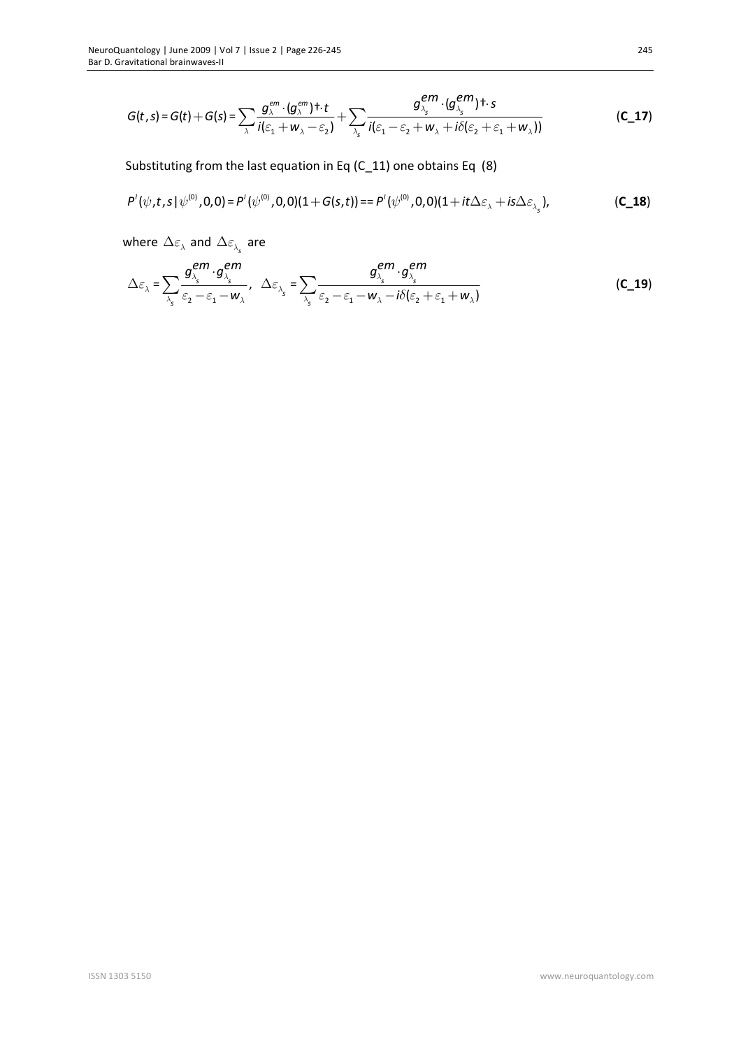$$G(t,s) = G(t) + G(s) = \sum_{\lambda} \frac{g_{\lambda}^{em} \cdot (g_{\lambda}^{em})^{\dagger} \cdot t}{i(\varepsilon_1 + w_{\lambda} - \varepsilon_2)} + \sum_{\lambda_s} \frac{g_{\lambda_s}^{em} \cdot (g_{\lambda_s}^{em})^{\dagger} \cdot s}{i(\varepsilon_1 - \varepsilon_2 + w_{\lambda} + i\delta(\varepsilon_2 + \varepsilon_1 + w_{\lambda}))} \tag{C_17}$$

Substituting from the last equation in Eq (C_11) one obtains Eq (8)

$$P'(\psi, t, s \mid \psi^{(0)}, 0, 0) = P'(\psi^{(0)}, 0, 0)(1 + G(s,t)) == P'(\psi^{(0)}, 0, 0)(1 + it\Delta\varepsilon_{\lambda} + is\Delta\varepsilon_{\lambda_s}), \tag{C_18}$$

where $\Delta\varepsilon_{\lambda}$ and $\Delta\varepsilon_{\lambda_s}$ are

$$\Delta\varepsilon_{\lambda} = \sum_{\lambda_s} \frac{g_{\lambda_s}^{em} \cdot g_{\lambda_s}^{em}}{\varepsilon_2 - \varepsilon_1 - w_{\lambda}}, \quad \Delta\varepsilon_{\lambda_s} = \sum_{\lambda_s} \frac{g_{\lambda_s}^{em} \cdot g_{\lambda_s}^{em}}{\varepsilon_2 - \varepsilon_1 - w_{\lambda} - i\delta(\varepsilon_2 + \varepsilon_1 + w_{\lambda})} \tag{C_19}$$